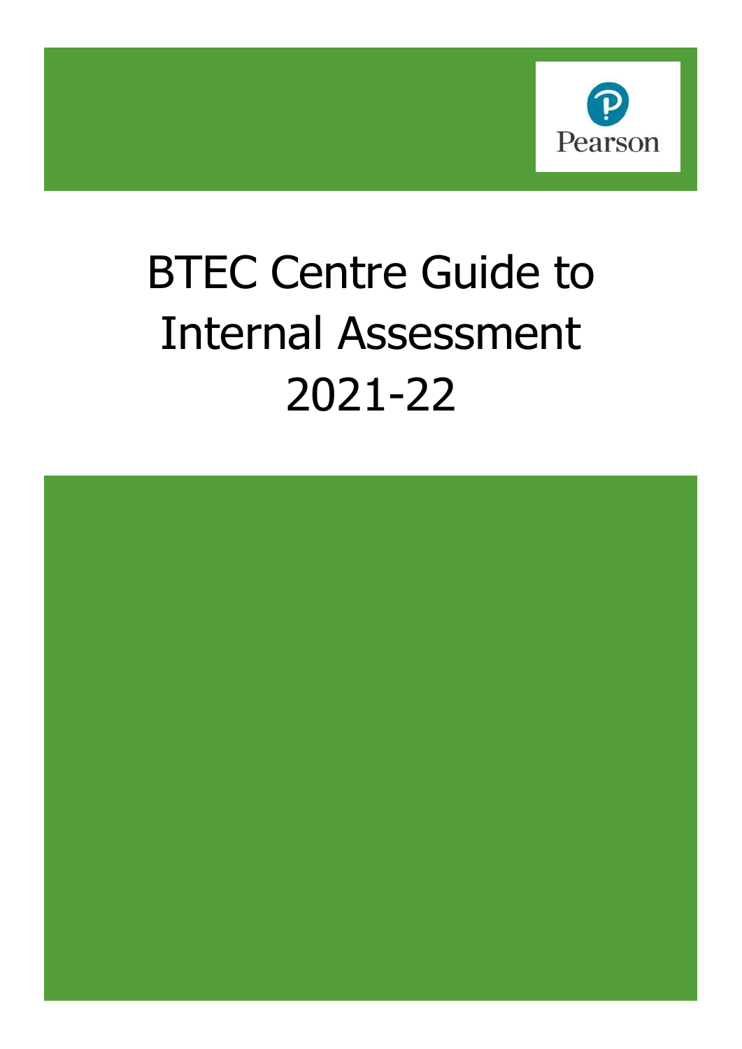Pearson

# BTEC Centre Guide to Internal Assessment 2021-22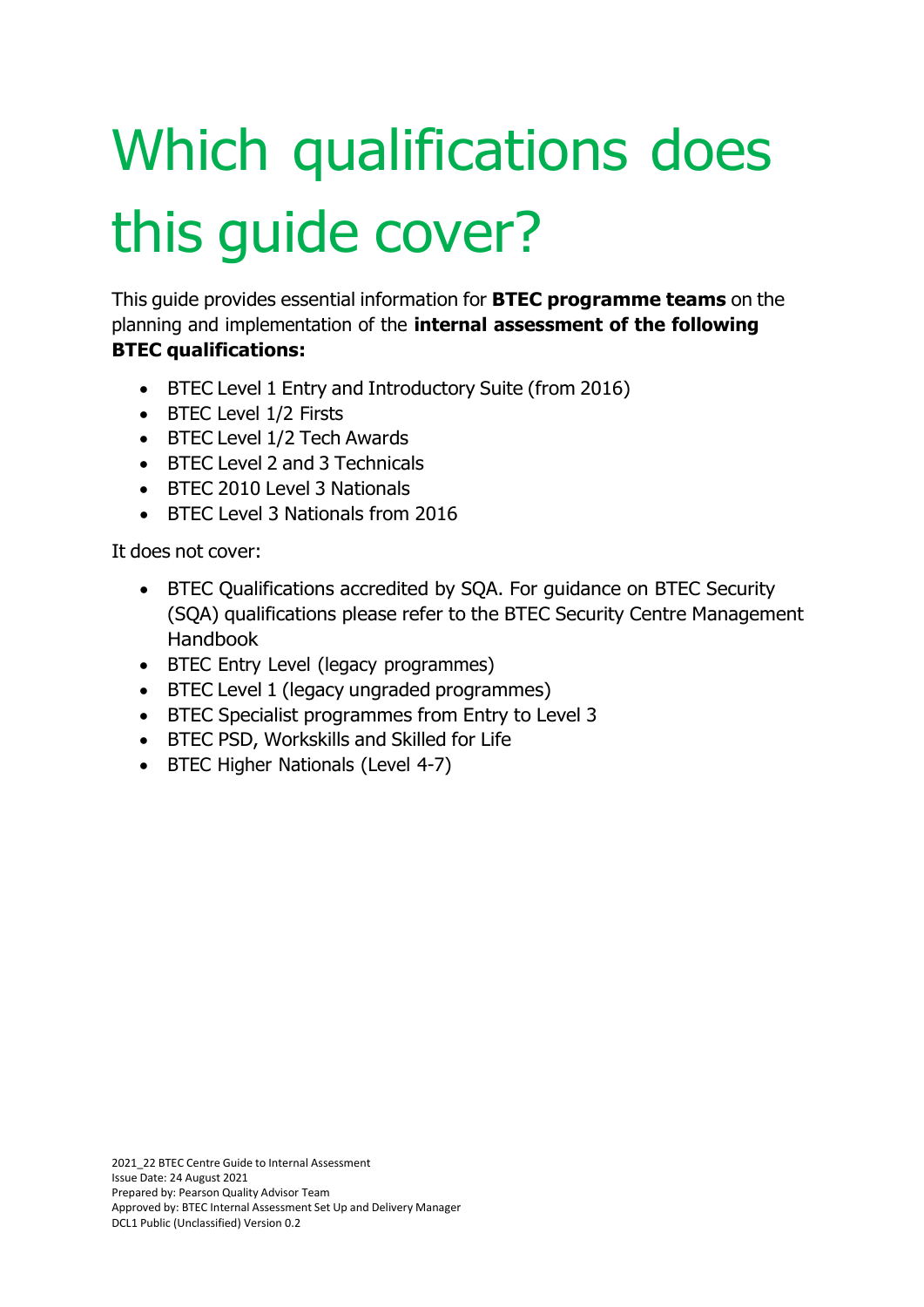# Which qualifications does this guide cover?

This guide provides essential information for **BTEC programme teams** on the planning and implementation of the **internal assessment of the following BTEC qualifications:**

- BTEC Level 1 Entry and Introductory Suite (from 2016)
- BTEC Level 1/2 Firsts
- BTEC Level 1/2 Tech Awards
- BTEC Level 2 and 3 Technicals
- BTEC 2010 Level 3 Nationals
- BTEC Level 3 Nationals from 2016

It does not cover:

- BTEC Qualifications accredited by SQA. For guidance on BTEC Security (SQA) qualifications please refer to the BTEC Security Centre Management Handbook
- BTEC Entry Level (legacy programmes)
- BTEC Level 1 (legacy ungraded programmes)
- BTEC Specialist programmes from Entry to Level 3
- BTEC PSD, Workskills and Skilled for Life
- BTEC Higher Nationals (Level 4-7)

2021_22 BTEC Centre Guide to Internal Assessment
Issue Date: 24 August 2021
Prepared by: Pearson Quality Advisor Team
Approved by: BTEC Internal Assessment Set Up and Delivery Manager
DCL1 Public (Unclassified) Version 0.2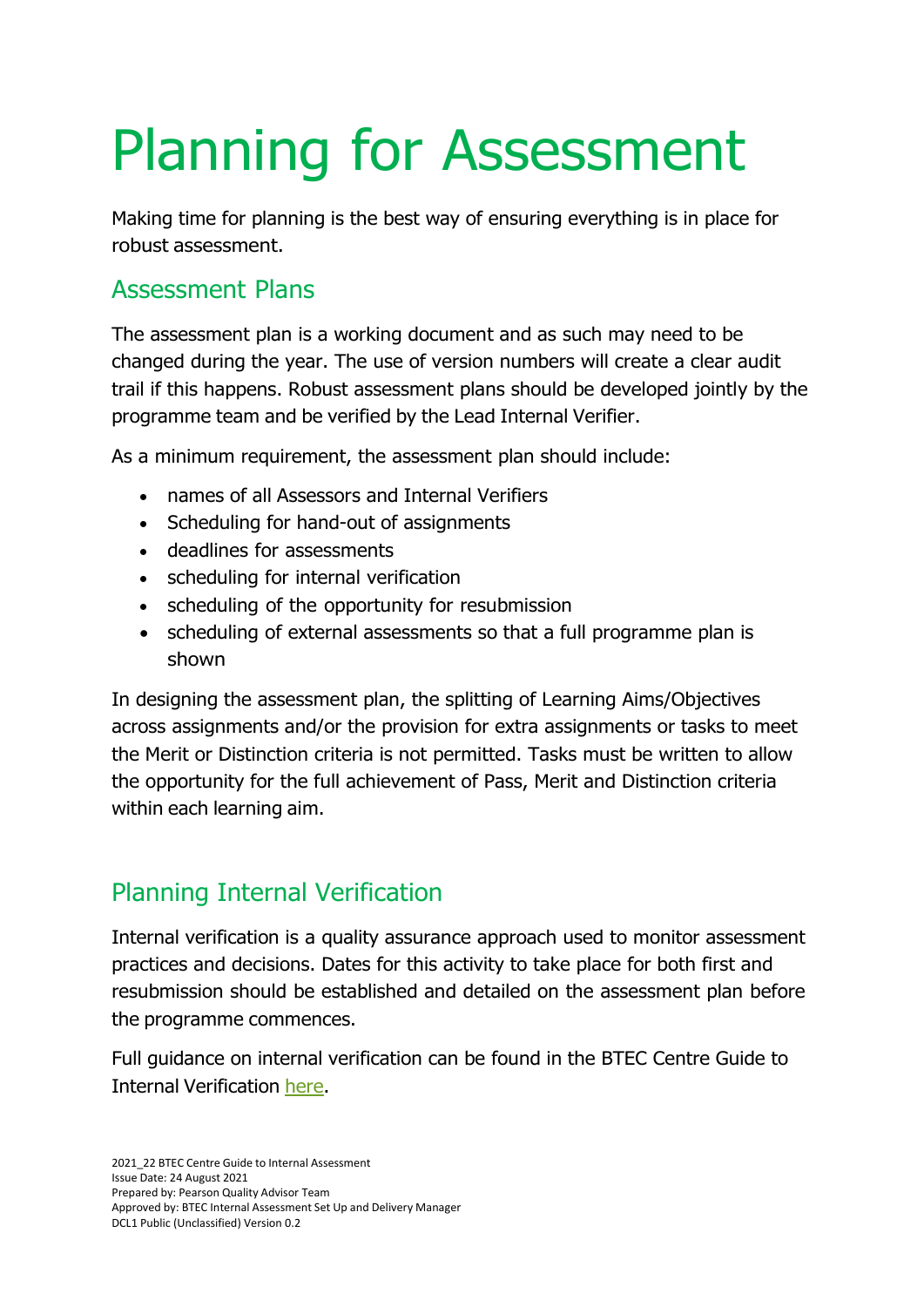# Planning for Assessment

Making time for planning is the best way of ensuring everything is in place for robust assessment.

## Assessment Plans

The assessment plan is a working document and as such may need to be changed during the year. The use of version numbers will create a clear audit trail if this happens. Robust assessment plans should be developed jointly by the programme team and be verified by the Lead Internal Verifier.

As a minimum requirement, the assessment plan should include:

- names of all Assessors and Internal Verifiers
- Scheduling for hand-out of assignments
- deadlines for assessments
- scheduling for internal verification
- scheduling of the opportunity for resubmission
- scheduling of external assessments so that a full programme plan is shown

In designing the assessment plan, the splitting of Learning Aims/Objectives across assignments and/or the provision for extra assignments or tasks to meet the Merit or Distinction criteria is not permitted. Tasks must be written to allow the opportunity for the full achievement of Pass, Merit and Distinction criteria within each learning aim.

## Planning Internal Verification

Internal verification is a quality assurance approach used to monitor assessment practices and decisions. Dates for this activity to take place for both first and resubmission should be established and detailed on the assessment plan before the programme commences.

Full guidance on internal verification can be found in the BTEC Centre Guide to Internal Verification here.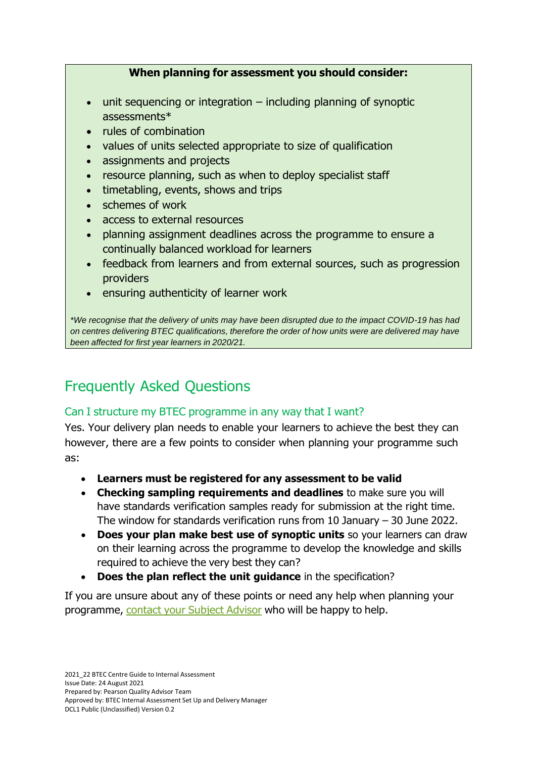**When planning for assessment you should consider:**

- unit sequencing or integration – including planning of synoptic assessments*
- rules of combination
- values of units selected appropriate to size of qualification
- assignments and projects
- resource planning, such as when to deploy specialist staff
- timetabling, events, shows and trips
- schemes of work
- access to external resources
- planning assignment deadlines across the programme to ensure a continually balanced workload for learners
- feedback from learners and from external sources, such as progression providers
- ensuring authenticity of learner work

*\*We recognise that the delivery of units may have been disrupted due to the impact COVID-19 has had on centres delivering BTEC qualifications, therefore the order of how units were are delivered may have been affected for first year learners in 2020/21.*

## Frequently Asked Questions

### Can I structure my BTEC programme in any way that I want?

Yes. Your delivery plan needs to enable your learners to achieve the best they can however, there are a few points to consider when planning your programme such as:

- **Learners must be registered for any assessment to be valid**
- **Checking sampling requirements and deadlines** to make sure you will have standards verification samples ready for submission at the right time. The window for standards verification runs from 10 January – 30 June 2022.
- **Does your plan make best use of synoptic units** so your learners can draw on their learning across the programme to develop the knowledge and skills required to achieve the very best they can?
- **Does the plan reflect the unit guidance** in the specification?

If you are unsure about any of these points or need any help when planning your programme, contact your Subject Advisor who will be happy to help.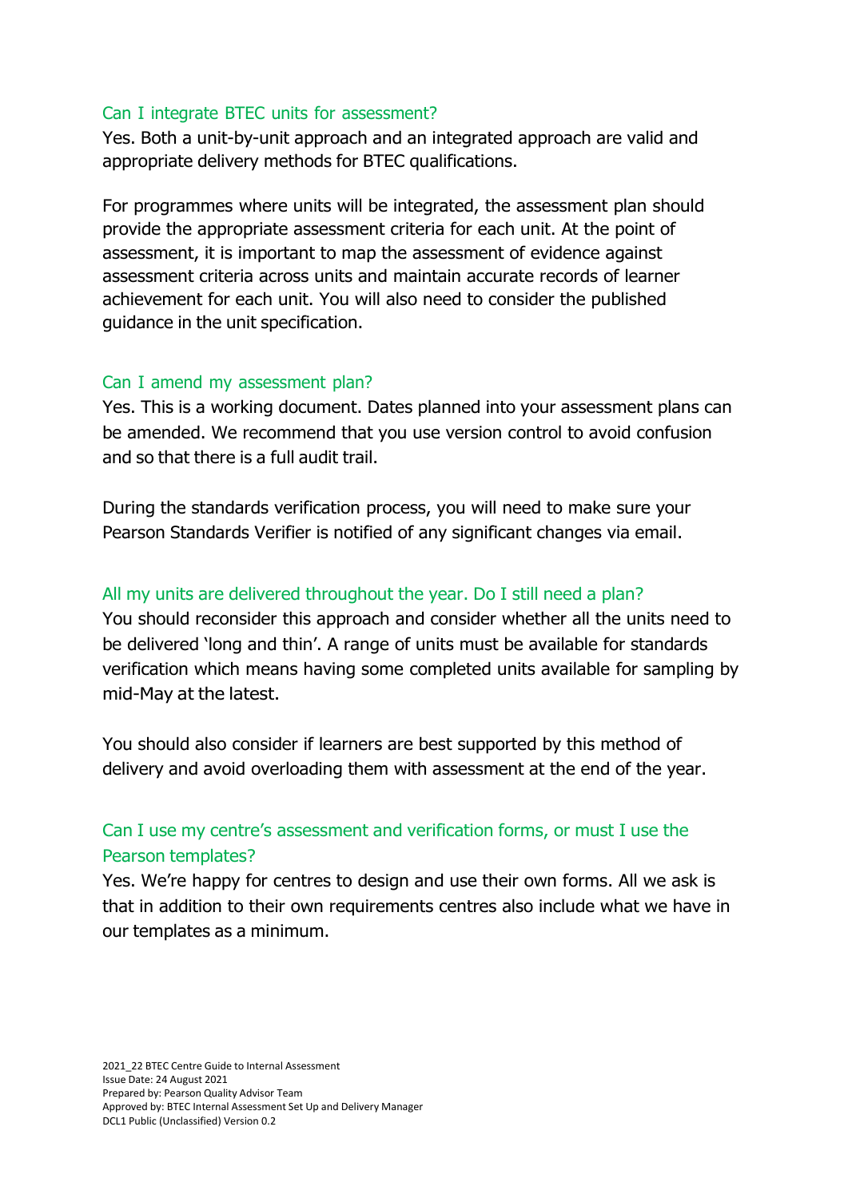### Can I integrate BTEC units for assessment?

Yes. Both a unit-by-unit approach and an integrated approach are valid and appropriate delivery methods for BTEC qualifications.

For programmes where units will be integrated, the assessment plan should provide the appropriate assessment criteria for each unit. At the point of assessment, it is important to map the assessment of evidence against assessment criteria across units and maintain accurate records of learner achievement for each unit. You will also need to consider the published guidance in the unit specification.

### Can I amend my assessment plan?

Yes. This is a working document. Dates planned into your assessment plans can be amended. We recommend that you use version control to avoid confusion and so that there is a full audit trail.

During the standards verification process, you will need to make sure your Pearson Standards Verifier is notified of any significant changes via email.

### All my units are delivered throughout the year. Do I still need a plan?

You should reconsider this approach and consider whether all the units need to be delivered 'long and thin'. A range of units must be available for standards verification which means having some completed units available for sampling by mid-May at the latest.

You should also consider if learners are best supported by this method of delivery and avoid overloading them with assessment at the end of the year.

### Can I use my centre's assessment and verification forms, or must I use the Pearson templates?

Yes. We're happy for centres to design and use their own forms. All we ask is that in addition to their own requirements centres also include what we have in our templates as a minimum.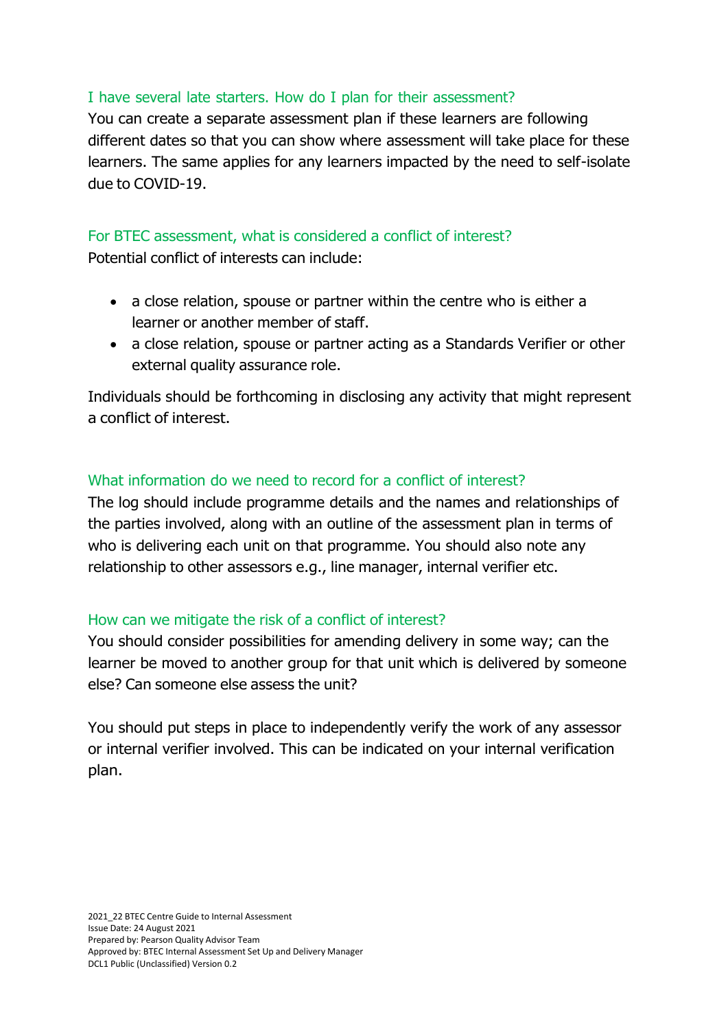### I have several late starters. How do I plan for their assessment?

You can create a separate assessment plan if these learners are following different dates so that you can show where assessment will take place for these learners. The same applies for any learners impacted by the need to self-isolate due to COVID-19.

### For BTEC assessment, what is considered a conflict of interest?

Potential conflict of interests can include:

- a close relation, spouse or partner within the centre who is either a learner or another member of staff.
- a close relation, spouse or partner acting as a Standards Verifier or other external quality assurance role.

Individuals should be forthcoming in disclosing any activity that might represent a conflict of interest.

### What information do we need to record for a conflict of interest?

The log should include programme details and the names and relationships of the parties involved, along with an outline of the assessment plan in terms of who is delivering each unit on that programme. You should also note any relationship to other assessors e.g., line manager, internal verifier etc.

### How can we mitigate the risk of a conflict of interest?

You should consider possibilities for amending delivery in some way; can the learner be moved to another group for that unit which is delivered by someone else? Can someone else assess the unit?

You should put steps in place to independently verify the work of any assessor or internal verifier involved. This can be indicated on your internal verification plan.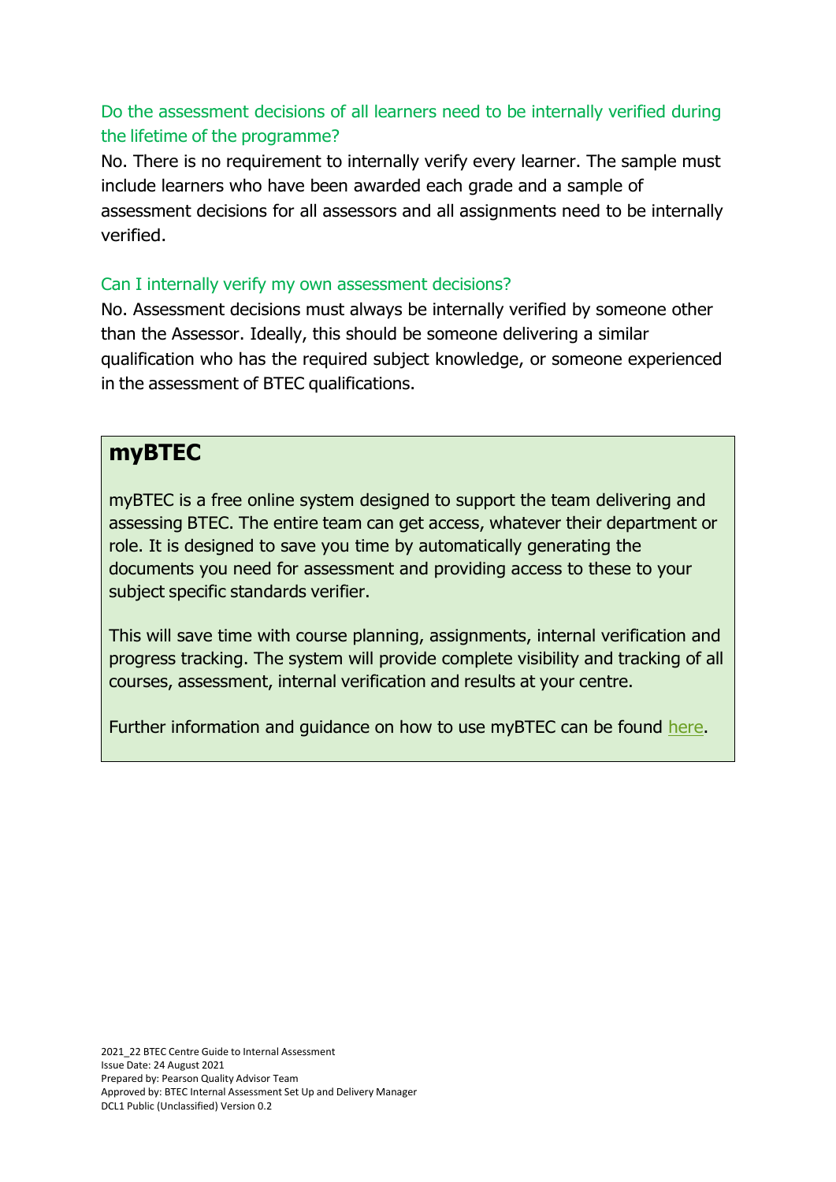### Do the assessment decisions of all learners need to be internally verified during the lifetime of the programme?

No. There is no requirement to internally verify every learner. The sample must include learners who have been awarded each grade and a sample of assessment decisions for all assessors and all assignments need to be internally verified.

### Can I internally verify my own assessment decisions?

No. Assessment decisions must always be internally verified by someone other than the Assessor. Ideally, this should be someone delivering a similar qualification who has the required subject knowledge, or someone experienced in the assessment of BTEC qualifications.

## myBTEC

myBTEC is a free online system designed to support the team delivering and assessing BTEC. The entire team can get access, whatever their department or role. It is designed to save you time by automatically generating the documents you need for assessment and providing access to these to your subject specific standards verifier.

This will save time with course planning, assignments, internal verification and progress tracking. The system will provide complete visibility and tracking of all courses, assessment, internal verification and results at your centre.

Further information and guidance on how to use myBTEC can be found here.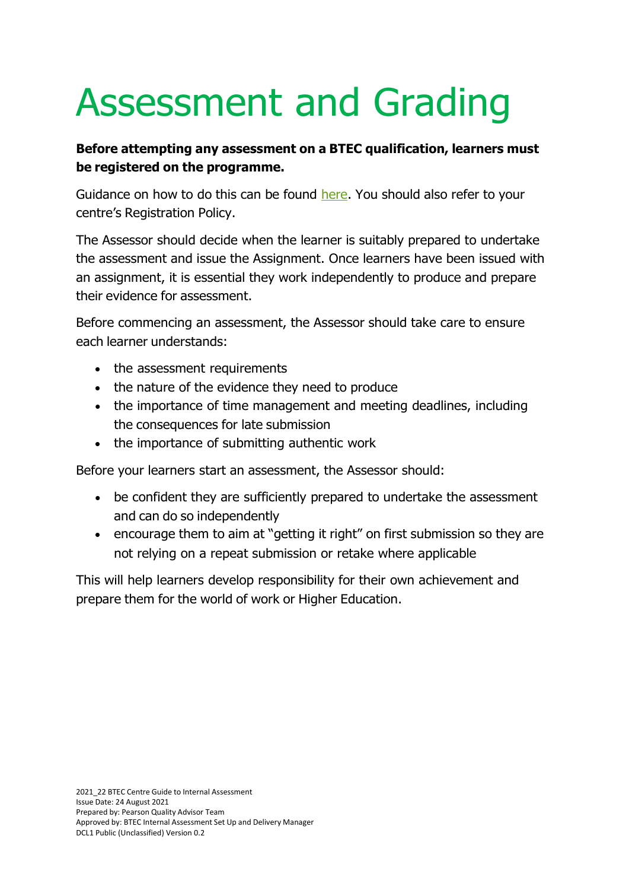# Assessment and Grading

**Before attempting any assessment on a BTEC qualification, learners must be registered on the programme.**

Guidance on how to do this can be found here. You should also refer to your centre's Registration Policy.

The Assessor should decide when the learner is suitably prepared to undertake the assessment and issue the Assignment. Once learners have been issued with an assignment, it is essential they work independently to produce and prepare their evidence for assessment.

Before commencing an assessment, the Assessor should take care to ensure each learner understands:

- the assessment requirements
- the nature of the evidence they need to produce
- the importance of time management and meeting deadlines, including the consequences for late submission
- the importance of submitting authentic work

Before your learners start an assessment, the Assessor should:

- be confident they are sufficiently prepared to undertake the assessment and can do so independently
- encourage them to aim at "getting it right" on first submission so they are not relying on a repeat submission or retake where applicable

This will help learners develop responsibility for their own achievement and prepare them for the world of work or Higher Education.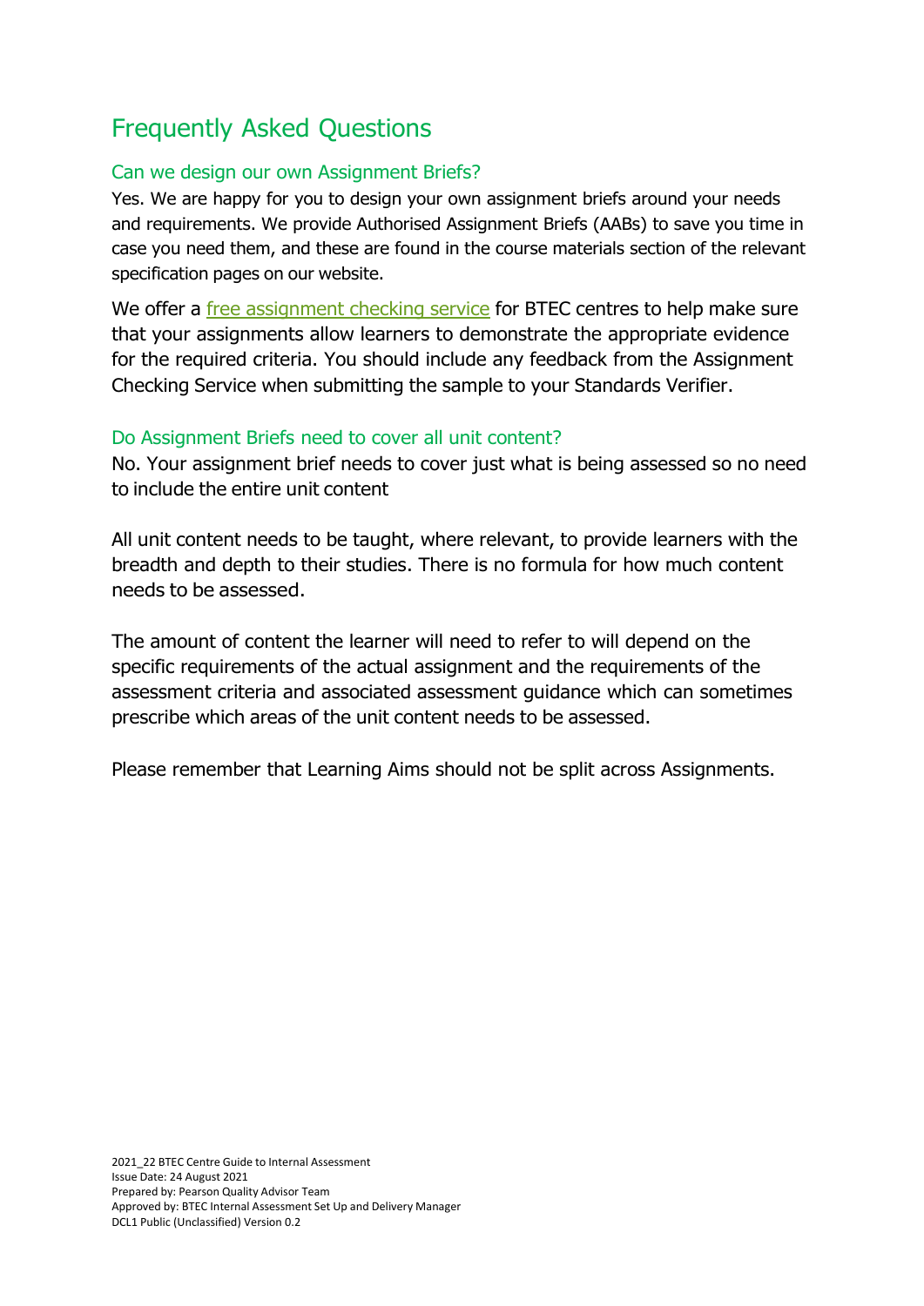# Frequently Asked Questions

## Can we design our own Assignment Briefs?

Yes. We are happy for you to design your own assignment briefs around your needs and requirements. We provide Authorised Assignment Briefs (AABs) to save you time in case you need them, and these are found in the course materials section of the relevant specification pages on our website.

We offer a free assignment checking service for BTEC centres to help make sure that your assignments allow learners to demonstrate the appropriate evidence for the required criteria. You should include any feedback from the Assignment Checking Service when submitting the sample to your Standards Verifier.

## Do Assignment Briefs need to cover all unit content?

No. Your assignment brief needs to cover just what is being assessed so no need to include the entire unit content

All unit content needs to be taught, where relevant, to provide learners with the breadth and depth to their studies. There is no formula for how much content needs to be assessed.

The amount of content the learner will need to refer to will depend on the specific requirements of the actual assignment and the requirements of the assessment criteria and associated assessment guidance which can sometimes prescribe which areas of the unit content needs to be assessed.

Please remember that Learning Aims should not be split across Assignments.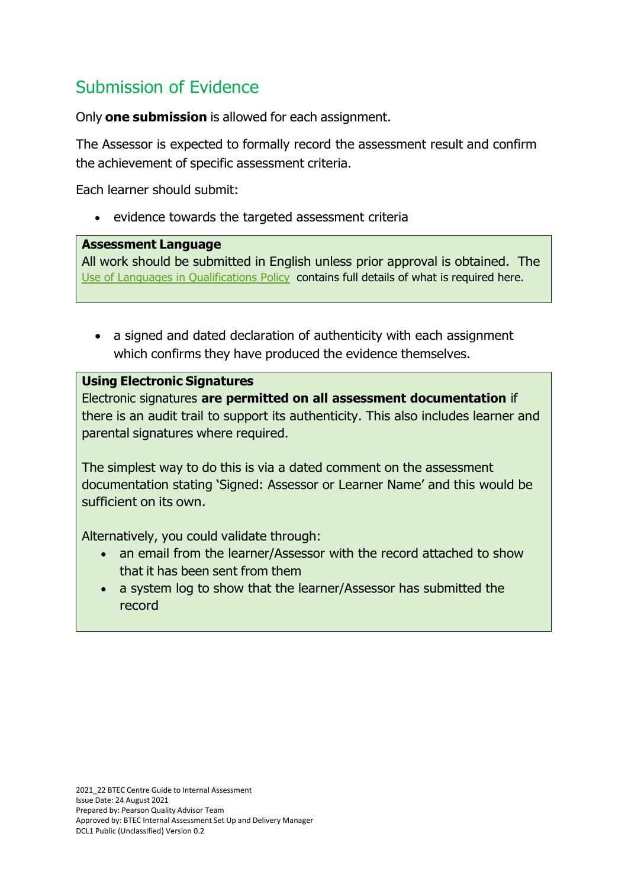## Submission of Evidence

Only **one submission** is allowed for each assignment.

The Assessor is expected to formally record the assessment result and confirm the achievement of specific assessment criteria.

Each learner should submit:

- evidence towards the targeted assessment criteria

> **Assessment Language**
> All work should be submitted in English unless prior approval is obtained. The Use of Languages in Qualifications Policy contains full details of what is required here.

- a signed and dated declaration of authenticity with each assignment which confirms they have produced the evidence themselves.

> **Using Electronic Signatures**
> Electronic signatures **are permitted on all assessment documentation** if there is an audit trail to support its authenticity. This also includes learner and parental signatures where required.
>
> The simplest way to do this is via a dated comment on the assessment documentation stating 'Signed: Assessor or Learner Name' and this would be sufficient on its own.
>
> Alternatively, you could validate through:
> - an email from the learner/Assessor with the record attached to show that it has been sent from them
> - a system log to show that the learner/Assessor has submitted the record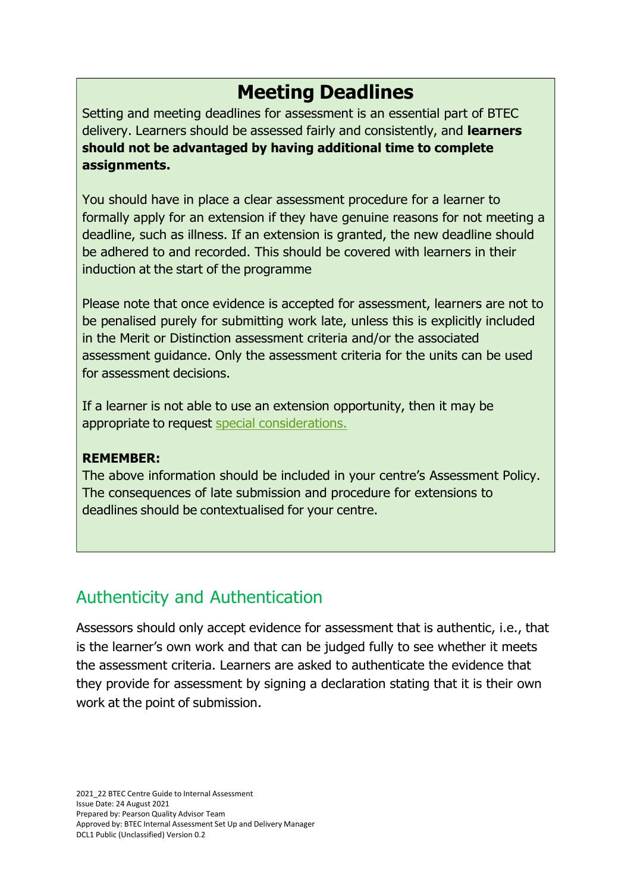## Meeting Deadlines

Setting and meeting deadlines for assessment is an essential part of BTEC delivery. Learners should be assessed fairly and consistently, and **learners should not be advantaged by having additional time to complete assignments.**

You should have in place a clear assessment procedure for a learner to formally apply for an extension if they have genuine reasons for not meeting a deadline, such as illness. If an extension is granted, the new deadline should be adhered to and recorded. This should be covered with learners in their induction at the start of the programme

Please note that once evidence is accepted for assessment, learners are not to be penalised purely for submitting work late, unless this is explicitly included in the Merit or Distinction assessment criteria and/or the associated assessment guidance. Only the assessment criteria for the units can be used for assessment decisions.

If a learner is not able to use an extension opportunity, then it may be appropriate to request special considerations.

**REMEMBER:**
The above information should be included in your centre's Assessment Policy. The consequences of late submission and procedure for extensions to deadlines should be contextualised for your centre.

## Authenticity and Authentication

Assessors should only accept evidence for assessment that is authentic, i.e., that is the learner's own work and that can be judged fully to see whether it meets the assessment criteria. Learners are asked to authenticate the evidence that they provide for assessment by signing a declaration stating that it is their own work at the point of submission.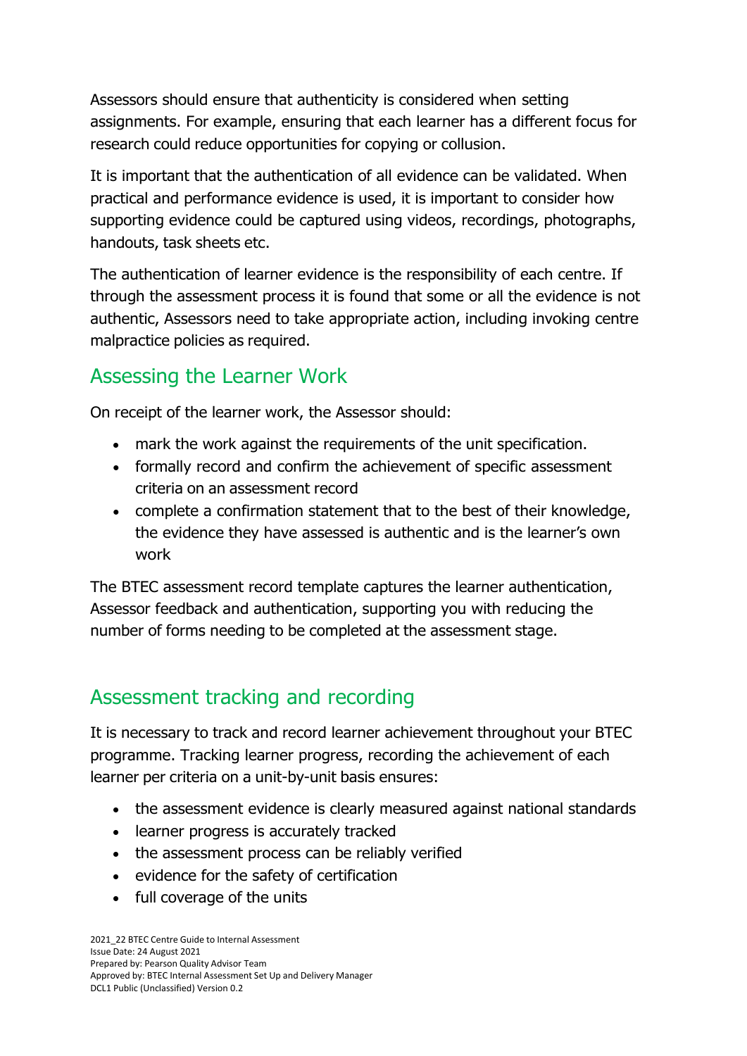Assessors should ensure that authenticity is considered when setting assignments. For example, ensuring that each learner has a different focus for research could reduce opportunities for copying or collusion.

It is important that the authentication of all evidence can be validated. When practical and performance evidence is used, it is important to consider how supporting evidence could be captured using videos, recordings, photographs, handouts, task sheets etc.

The authentication of learner evidence is the responsibility of each centre. If through the assessment process it is found that some or all the evidence is not authentic, Assessors need to take appropriate action, including invoking centre malpractice policies as required.

## Assessing the Learner Work

On receipt of the learner work, the Assessor should:

- mark the work against the requirements of the unit specification.
- formally record and confirm the achievement of specific assessment criteria on an assessment record
- complete a confirmation statement that to the best of their knowledge, the evidence they have assessed is authentic and is the learner's own work

The BTEC assessment record template captures the learner authentication, Assessor feedback and authentication, supporting you with reducing the number of forms needing to be completed at the assessment stage.

## Assessment tracking and recording

It is necessary to track and record learner achievement throughout your BTEC programme. Tracking learner progress, recording the achievement of each learner per criteria on a unit-by-unit basis ensures:

- the assessment evidence is clearly measured against national standards
- learner progress is accurately tracked
- the assessment process can be reliably verified
- evidence for the safety of certification
- full coverage of the units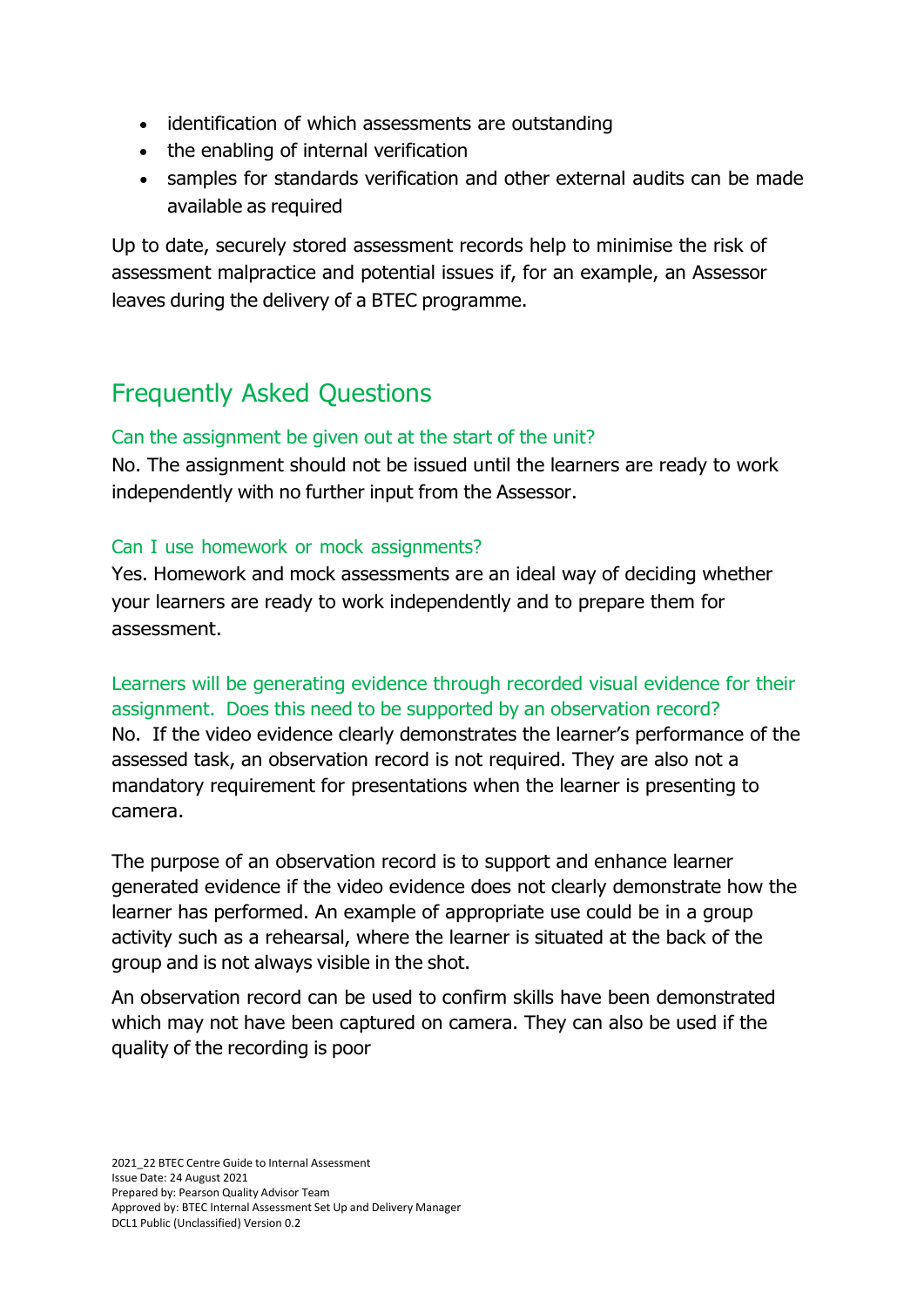- identification of which assessments are outstanding
- the enabling of internal verification
- samples for standards verification and other external audits can be made available as required

Up to date, securely stored assessment records help to minimise the risk of assessment malpractice and potential issues if, for an example, an Assessor leaves during the delivery of a BTEC programme.

## Frequently Asked Questions

### Can the assignment be given out at the start of the unit?

No. The assignment should not be issued until the learners are ready to work independently with no further input from the Assessor.

### Can I use homework or mock assignments?

Yes. Homework and mock assessments are an ideal way of deciding whether your learners are ready to work independently and to prepare them for assessment.

### Learners will be generating evidence through recorded visual evidence for their assignment. Does this need to be supported by an observation record?

No. If the video evidence clearly demonstrates the learner's performance of the assessed task, an observation record is not required. They are also not a mandatory requirement for presentations when the learner is presenting to camera.

The purpose of an observation record is to support and enhance learner generated evidence if the video evidence does not clearly demonstrate how the learner has performed. An example of appropriate use could be in a group activity such as a rehearsal, where the learner is situated at the back of the group and is not always visible in the shot.

An observation record can be used to confirm skills have been demonstrated which may not have been captured on camera. They can also be used if the quality of the recording is poor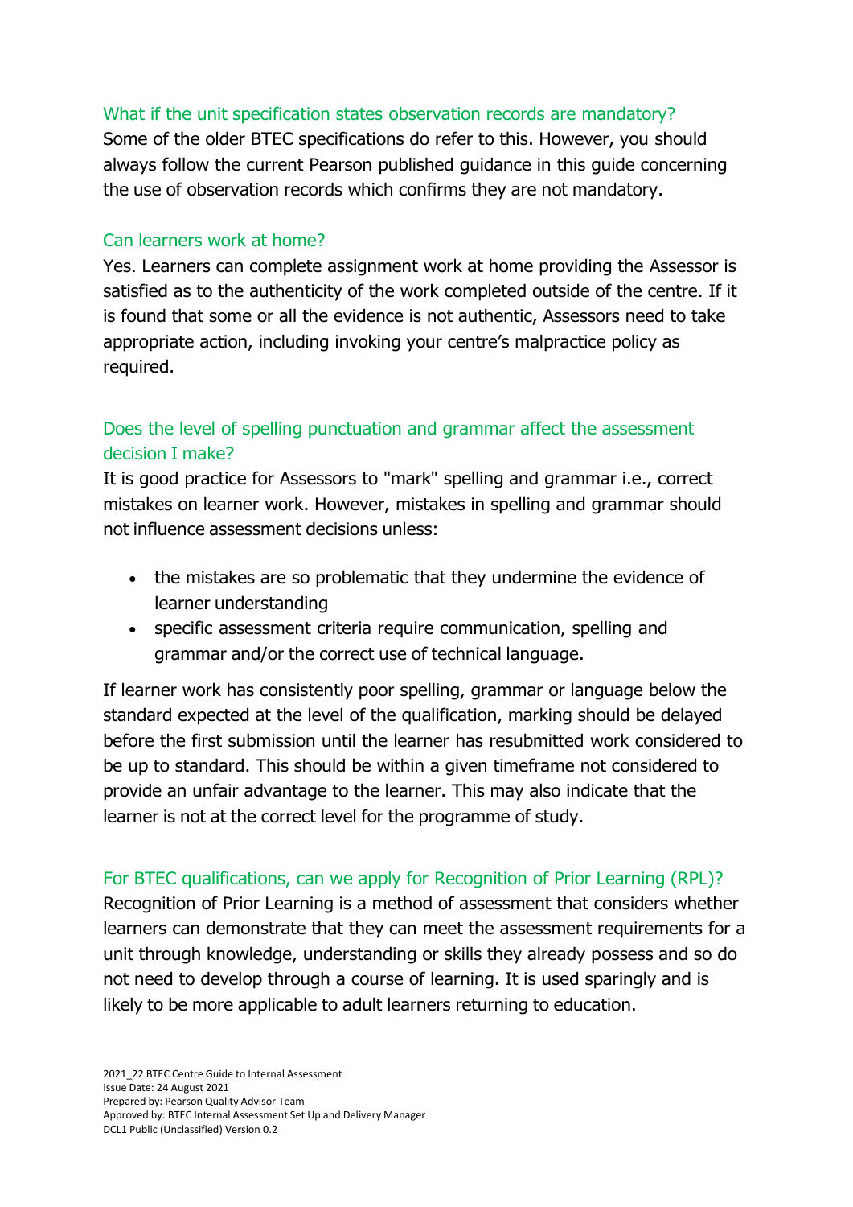### What if the unit specification states observation records are mandatory?

Some of the older BTEC specifications do refer to this. However, you should always follow the current Pearson published guidance in this guide concerning the use of observation records which confirms they are not mandatory.

### Can learners work at home?

Yes. Learners can complete assignment work at home providing the Assessor is satisfied as to the authenticity of the work completed outside of the centre. If it is found that some or all the evidence is not authentic, Assessors need to take appropriate action, including invoking your centre's malpractice policy as required.

### Does the level of spelling punctuation and grammar affect the assessment decision I make?

It is good practice for Assessors to "mark" spelling and grammar i.e., correct mistakes on learner work. However, mistakes in spelling and grammar should not influence assessment decisions unless:

- the mistakes are so problematic that they undermine the evidence of learner understanding
- specific assessment criteria require communication, spelling and grammar and/or the correct use of technical language.

If learner work has consistently poor spelling, grammar or language below the standard expected at the level of the qualification, marking should be delayed before the first submission until the learner has resubmitted work considered to be up to standard. This should be within a given timeframe not considered to provide an unfair advantage to the learner. This may also indicate that the learner is not at the correct level for the programme of study.

### For BTEC qualifications, can we apply for Recognition of Prior Learning (RPL)?

Recognition of Prior Learning is a method of assessment that considers whether learners can demonstrate that they can meet the assessment requirements for a unit through knowledge, understanding or skills they already possess and so do not need to develop through a course of learning. It is used sparingly and is likely to be more applicable to adult learners returning to education.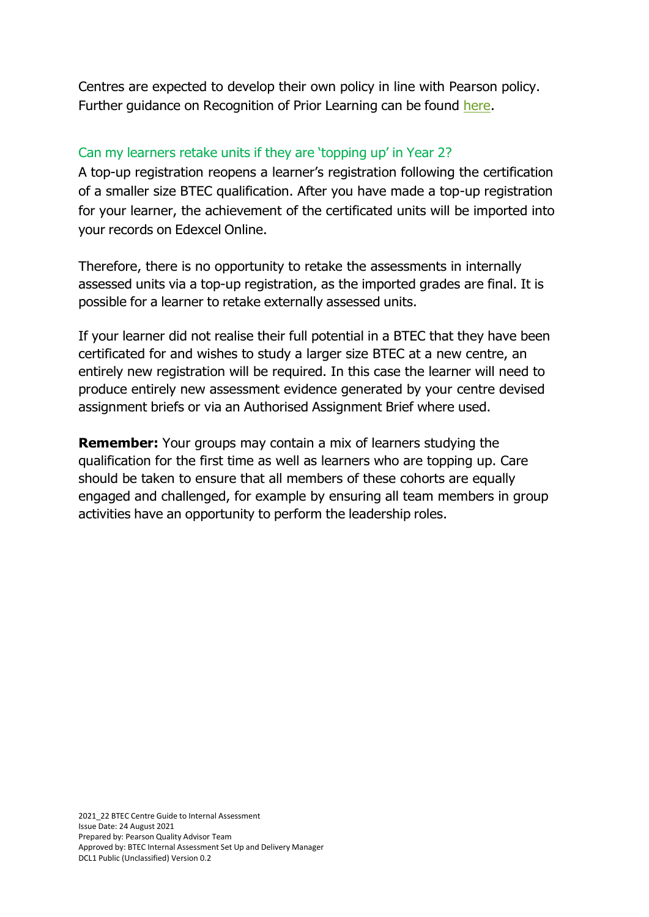Centres are expected to develop their own policy in line with Pearson policy. Further guidance on Recognition of Prior Learning can be found here.

### Can my learners retake units if they are 'topping up' in Year 2?

A top-up registration reopens a learner's registration following the certification of a smaller size BTEC qualification. After you have made a top-up registration for your learner, the achievement of the certificated units will be imported into your records on Edexcel Online.

Therefore, there is no opportunity to retake the assessments in internally assessed units via a top-up registration, as the imported grades are final. It is possible for a learner to retake externally assessed units.

If your learner did not realise their full potential in a BTEC that they have been certificated for and wishes to study a larger size BTEC at a new centre, an entirely new registration will be required. In this case the learner will need to produce entirely new assessment evidence generated by your centre devised assignment briefs or via an Authorised Assignment Brief where used.

**Remember:** Your groups may contain a mix of learners studying the qualification for the first time as well as learners who are topping up. Care should be taken to ensure that all members of these cohorts are equally engaged and challenged, for example by ensuring all team members in group activities have an opportunity to perform the leadership roles.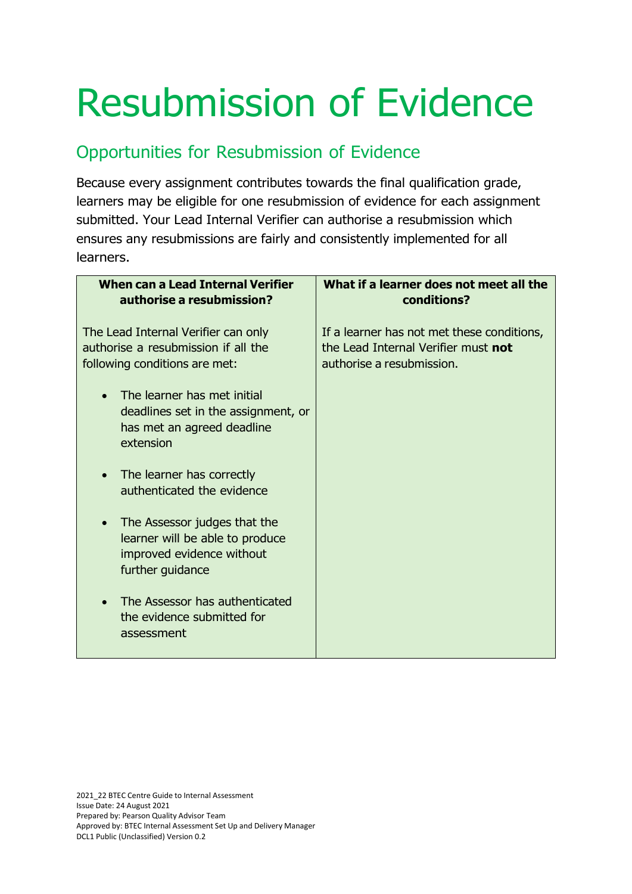# Resubmission of Evidence

## Opportunities for Resubmission of Evidence

Because every assignment contributes towards the final qualification grade, learners may be eligible for one resubmission of evidence for each assignment submitted. Your Lead Internal Verifier can authorise a resubmission which ensures any resubmissions are fairly and consistently implemented for all learners.

| When can a Lead Internal Verifier authorise a resubmission? | What if a learner does not meet all the conditions? |
|---|---|
| The Lead Internal Verifier can only authorise a resubmission if all the following conditions are met:<br><br>• The learner has met initial deadlines set in the assignment, or has met an agreed deadline extension<br><br>• The learner has correctly authenticated the evidence<br><br>• The Assessor judges that the learner will be able to produce improved evidence without further guidance<br><br>• The Assessor has authenticated the evidence submitted for assessment | If a learner has not met these conditions, the Lead Internal Verifier must **not** authorise a resubmission. |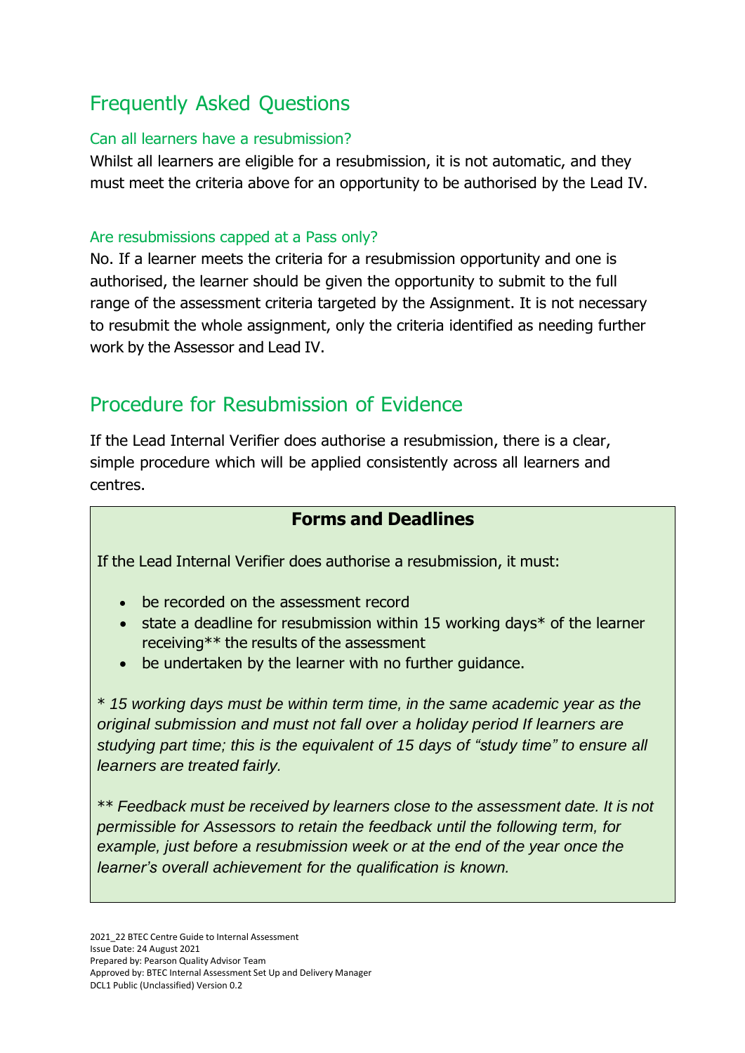## Frequently Asked Questions

### Can all learners have a resubmission?

Whilst all learners are eligible for a resubmission, it is not automatic, and they must meet the criteria above for an opportunity to be authorised by the Lead IV.

### Are resubmissions capped at a Pass only?

No. If a learner meets the criteria for a resubmission opportunity and one is authorised, the learner should be given the opportunity to submit to the full range of the assessment criteria targeted by the Assignment. It is not necessary to resubmit the whole assignment, only the criteria identified as needing further work by the Assessor and Lead IV.

## Procedure for Resubmission of Evidence

If the Lead Internal Verifier does authorise a resubmission, there is a clear, simple procedure which will be applied consistently across all learners and centres.

**Forms and Deadlines**

If the Lead Internal Verifier does authorise a resubmission, it must:

- be recorded on the assessment record
- state a deadline for resubmission within 15 working days* of the learner receiving** the results of the assessment
- be undertaken by the learner with no further guidance.

*\* 15 working days must be within term time, in the same academic year as the original submission and must not fall over a holiday period If learners are studying part time; this is the equivalent of 15 days of "study time" to ensure all learners are treated fairly.*

*\*\* Feedback must be received by learners close to the assessment date. It is not permissible for Assessors to retain the feedback until the following term, for example, just before a resubmission week or at the end of the year once the learner's overall achievement for the qualification is known.*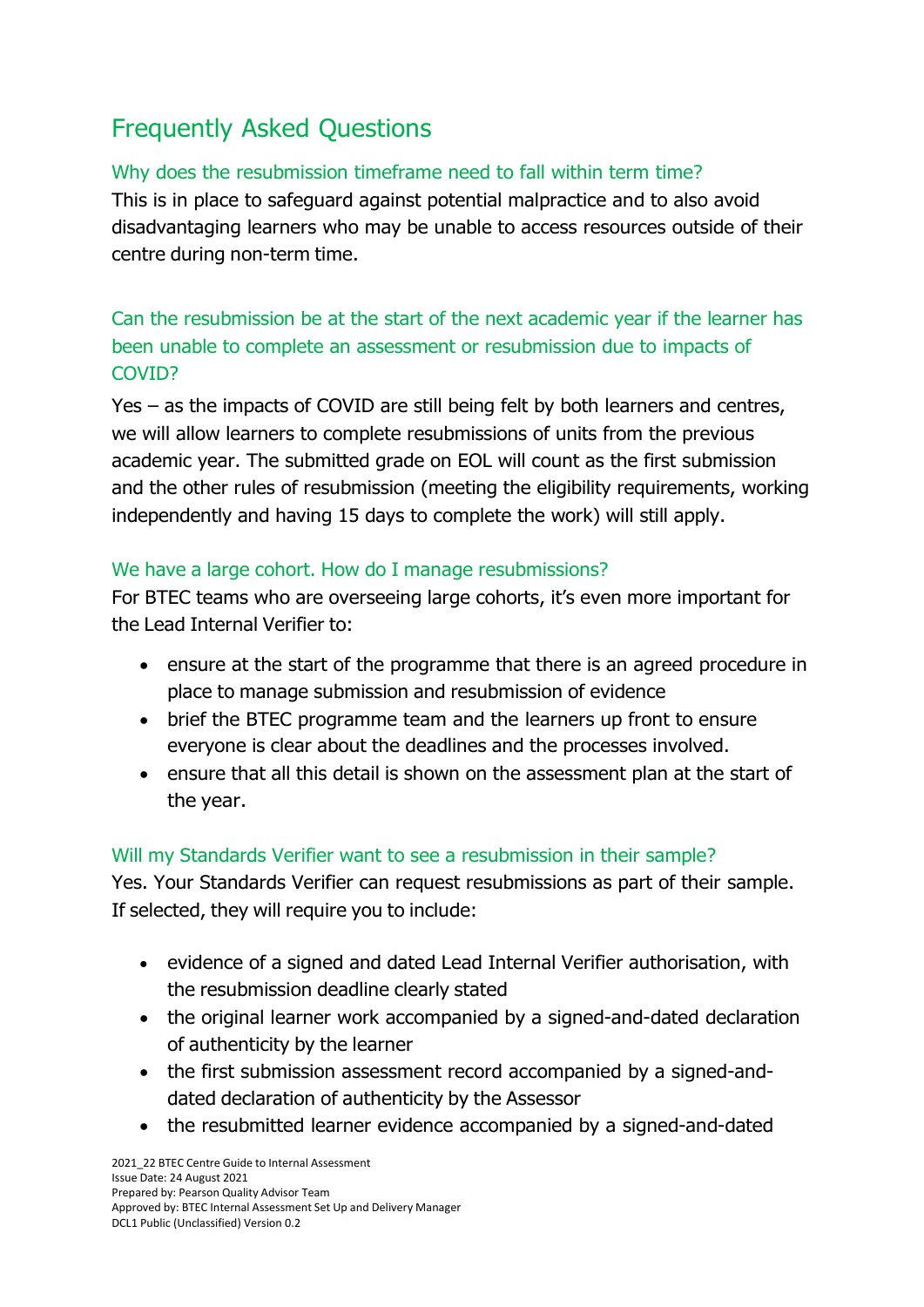# Frequently Asked Questions

### Why does the resubmission timeframe need to fall within term time?

This is in place to safeguard against potential malpractice and to also avoid disadvantaging learners who may be unable to access resources outside of their centre during non-term time.

### Can the resubmission be at the start of the next academic year if the learner has been unable to complete an assessment or resubmission due to impacts of COVID?

Yes – as the impacts of COVID are still being felt by both learners and centres, we will allow learners to complete resubmissions of units from the previous academic year. The submitted grade on EOL will count as the first submission and the other rules of resubmission (meeting the eligibility requirements, working independently and having 15 days to complete the work) will still apply.

### We have a large cohort. How do I manage resubmissions?

For BTEC teams who are overseeing large cohorts, it's even more important for the Lead Internal Verifier to:

- ensure at the start of the programme that there is an agreed procedure in place to manage submission and resubmission of evidence
- brief the BTEC programme team and the learners up front to ensure everyone is clear about the deadlines and the processes involved.
- ensure that all this detail is shown on the assessment plan at the start of the year.

### Will my Standards Verifier want to see a resubmission in their sample?

Yes. Your Standards Verifier can request resubmissions as part of their sample. If selected, they will require you to include:

- evidence of a signed and dated Lead Internal Verifier authorisation, with the resubmission deadline clearly stated
- the original learner work accompanied by a signed-and-dated declaration of authenticity by the learner
- the first submission assessment record accompanied by a signed-and-dated declaration of authenticity by the Assessor
- the resubmitted learner evidence accompanied by a signed-and-dated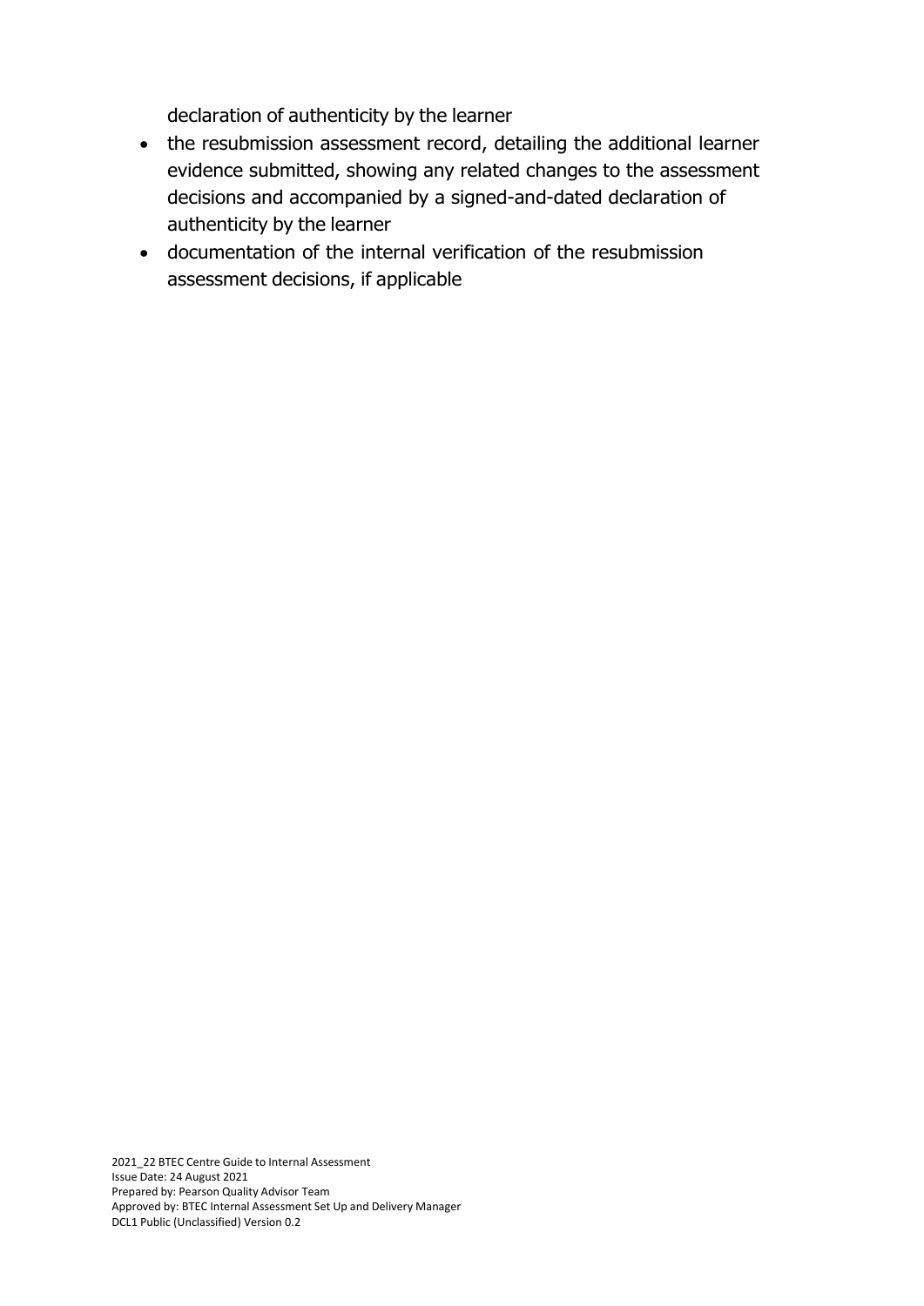declaration of authenticity by the learner

- the resubmission assessment record, detailing the additional learner evidence submitted, showing any related changes to the assessment decisions and accompanied by a signed-and-dated declaration of authenticity by the learner
- documentation of the internal verification of the resubmission assessment decisions, if applicable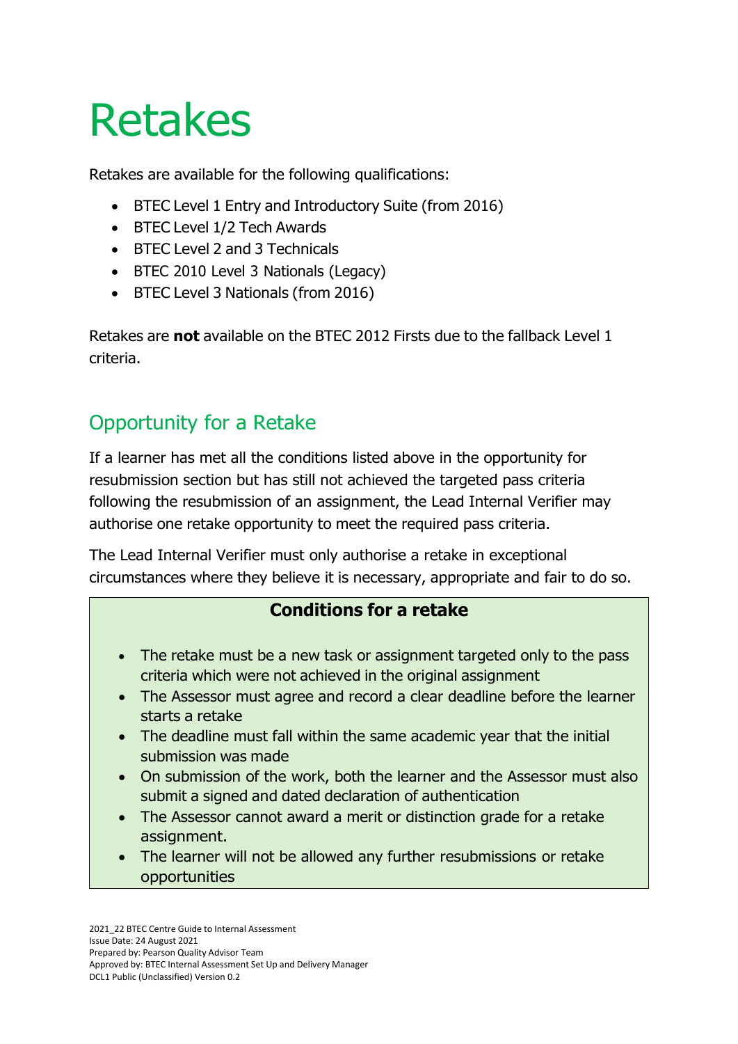# Retakes

Retakes are available for the following qualifications:

- BTEC Level 1 Entry and Introductory Suite (from 2016)
- BTEC Level 1/2 Tech Awards
- BTEC Level 2 and 3 Technicals
- BTEC 2010 Level 3 Nationals (Legacy)
- BTEC Level 3 Nationals (from 2016)

Retakes are **not** available on the BTEC 2012 Firsts due to the fallback Level 1 criteria.

## Opportunity for a Retake

If a learner has met all the conditions listed above in the opportunity for resubmission section but has still not achieved the targeted pass criteria following the resubmission of an assignment, the Lead Internal Verifier may authorise one retake opportunity to meet the required pass criteria.

The Lead Internal Verifier must only authorise a retake in exceptional circumstances where they believe it is necessary, appropriate and fair to do so.

**Conditions for a retake**

- The retake must be a new task or assignment targeted only to the pass criteria which were not achieved in the original assignment
- The Assessor must agree and record a clear deadline before the learner starts a retake
- The deadline must fall within the same academic year that the initial submission was made
- On submission of the work, both the learner and the Assessor must also submit a signed and dated declaration of authentication
- The Assessor cannot award a merit or distinction grade for a retake assignment.
- The learner will not be allowed any further resubmissions or retake opportunities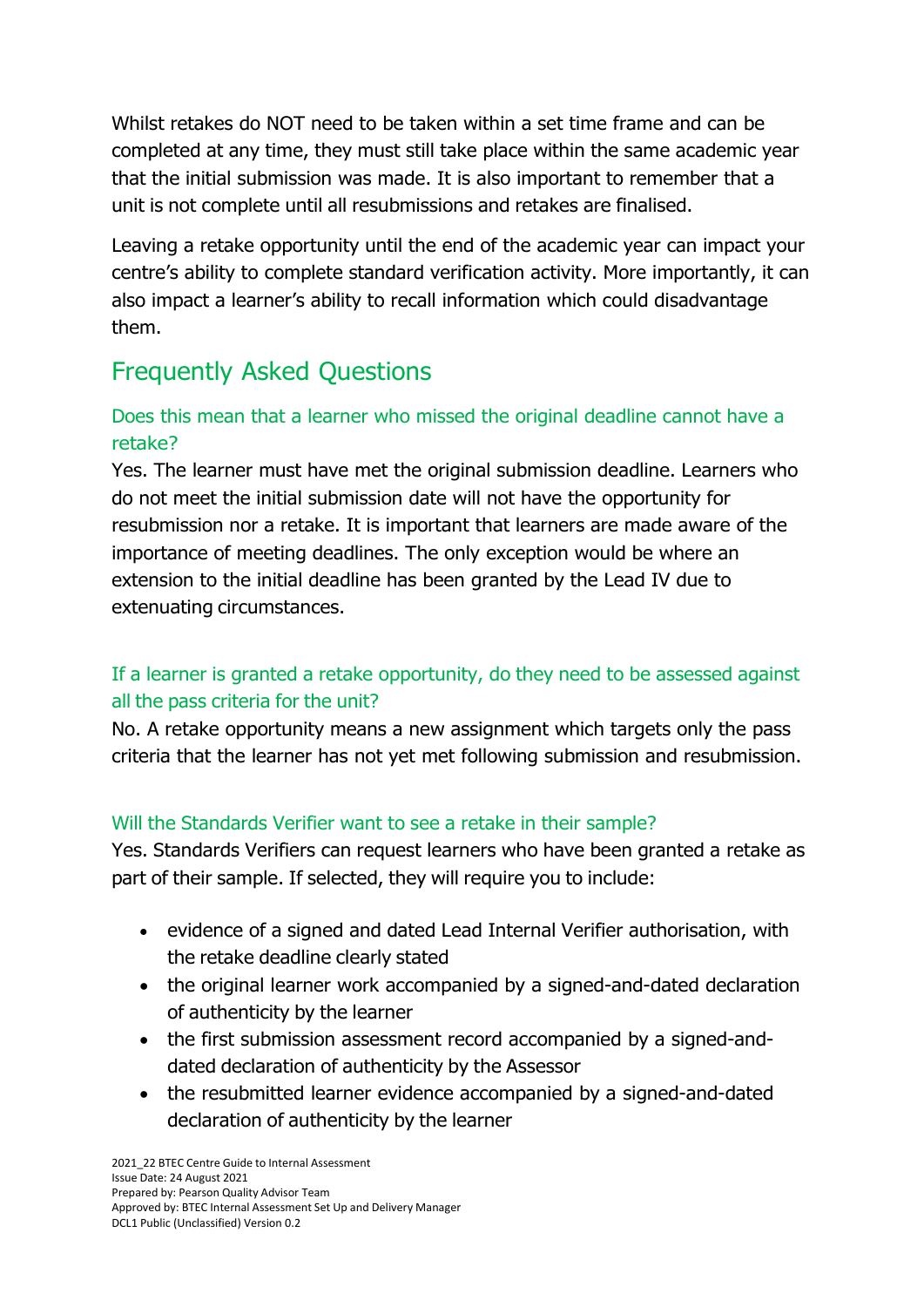Whilst retakes do NOT need to be taken within a set time frame and can be completed at any time, they must still take place within the same academic year that the initial submission was made. It is also important to remember that a unit is not complete until all resubmissions and retakes are finalised.

Leaving a retake opportunity until the end of the academic year can impact your centre's ability to complete standard verification activity. More importantly, it can also impact a learner's ability to recall information which could disadvantage them.

## Frequently Asked Questions

### Does this mean that a learner who missed the original deadline cannot have a retake?

Yes. The learner must have met the original submission deadline. Learners who do not meet the initial submission date will not have the opportunity for resubmission nor a retake. It is important that learners are made aware of the importance of meeting deadlines. The only exception would be where an extension to the initial deadline has been granted by the Lead IV due to extenuating circumstances.

### If a learner is granted a retake opportunity, do they need to be assessed against all the pass criteria for the unit?

No. A retake opportunity means a new assignment which targets only the pass criteria that the learner has not yet met following submission and resubmission.

### Will the Standards Verifier want to see a retake in their sample?

Yes. Standards Verifiers can request learners who have been granted a retake as part of their sample. If selected, they will require you to include:

- evidence of a signed and dated Lead Internal Verifier authorisation, with the retake deadline clearly stated
- the original learner work accompanied by a signed-and-dated declaration of authenticity by the learner
- the first submission assessment record accompanied by a signed-and-dated declaration of authenticity by the Assessor
- the resubmitted learner evidence accompanied by a signed-and-dated declaration of authenticity by the learner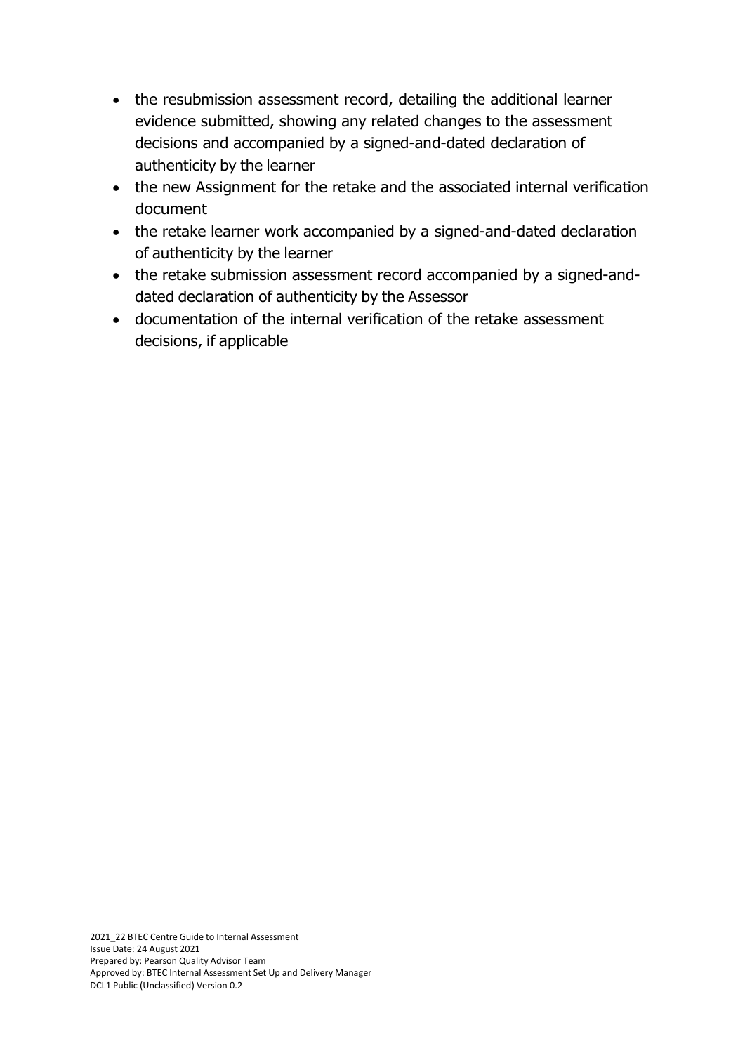- the resubmission assessment record, detailing the additional learner evidence submitted, showing any related changes to the assessment decisions and accompanied by a signed-and-dated declaration of authenticity by the learner
- the new Assignment for the retake and the associated internal verification document
- the retake learner work accompanied by a signed-and-dated declaration of authenticity by the learner
- the retake submission assessment record accompanied by a signed-and-dated declaration of authenticity by the Assessor
- documentation of the internal verification of the retake assessment decisions, if applicable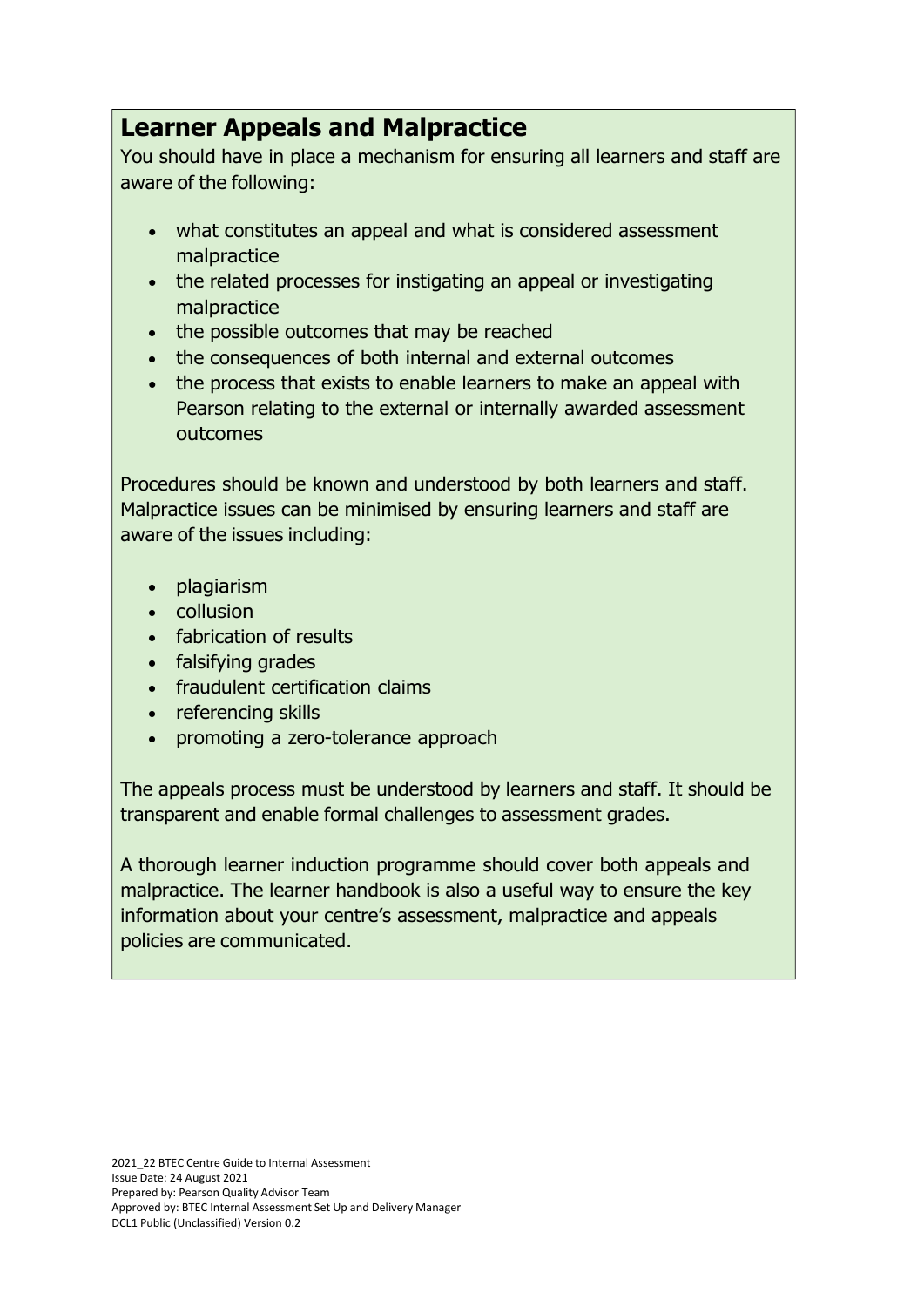## Learner Appeals and Malpractice

You should have in place a mechanism for ensuring all learners and staff are aware of the following:

- what constitutes an appeal and what is considered assessment malpractice
- the related processes for instigating an appeal or investigating malpractice
- the possible outcomes that may be reached
- the consequences of both internal and external outcomes
- the process that exists to enable learners to make an appeal with Pearson relating to the external or internally awarded assessment outcomes

Procedures should be known and understood by both learners and staff. Malpractice issues can be minimised by ensuring learners and staff are aware of the issues including:

- plagiarism
- collusion
- fabrication of results
- falsifying grades
- fraudulent certification claims
- referencing skills
- promoting a zero-tolerance approach

The appeals process must be understood by learners and staff. It should be transparent and enable formal challenges to assessment grades.

A thorough learner induction programme should cover both appeals and malpractice. The learner handbook is also a useful way to ensure the key information about your centre's assessment, malpractice and appeals policies are communicated.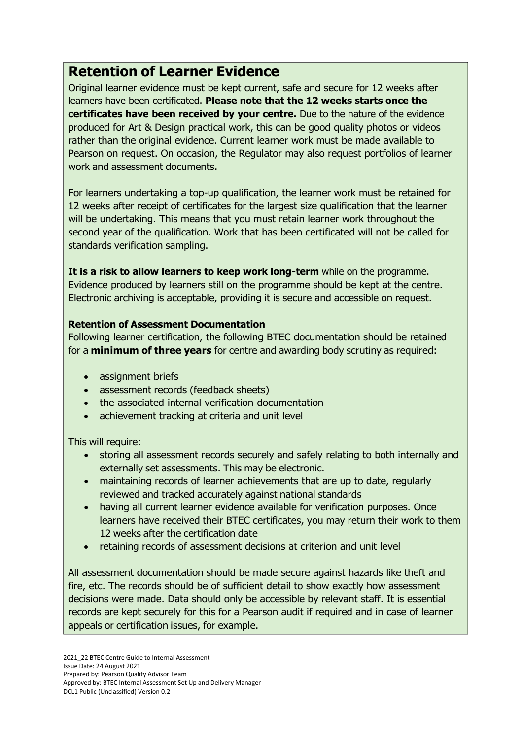## Retention of Learner Evidence

Original learner evidence must be kept current, safe and secure for 12 weeks after learners have been certificated. **Please note that the 12 weeks starts once the certificates have been received by your centre.** Due to the nature of the evidence produced for Art & Design practical work, this can be good quality photos or videos rather than the original evidence. Current learner work must be made available to Pearson on request. On occasion, the Regulator may also request portfolios of learner work and assessment documents.

For learners undertaking a top-up qualification, the learner work must be retained for 12 weeks after receipt of certificates for the largest size qualification that the learner will be undertaking. This means that you must retain learner work throughout the second year of the qualification. Work that has been certificated will not be called for standards verification sampling.

**It is a risk to allow learners to keep work long-term** while on the programme. Evidence produced by learners still on the programme should be kept at the centre. Electronic archiving is acceptable, providing it is secure and accessible on request.

### Retention of Assessment Documentation

Following learner certification, the following BTEC documentation should be retained for a **minimum of three years** for centre and awarding body scrutiny as required:

- assignment briefs
- assessment records (feedback sheets)
- the associated internal verification documentation
- achievement tracking at criteria and unit level

This will require:

- storing all assessment records securely and safely relating to both internally and externally set assessments. This may be electronic.
- maintaining records of learner achievements that are up to date, regularly reviewed and tracked accurately against national standards
- having all current learner evidence available for verification purposes. Once learners have received their BTEC certificates, you may return their work to them 12 weeks after the certification date
- retaining records of assessment decisions at criterion and unit level

All assessment documentation should be made secure against hazards like theft and fire, etc. The records should be of sufficient detail to show exactly how assessment decisions were made. Data should only be accessible by relevant staff. It is essential records are kept securely for this for a Pearson audit if required and in case of learner appeals or certification issues, for example.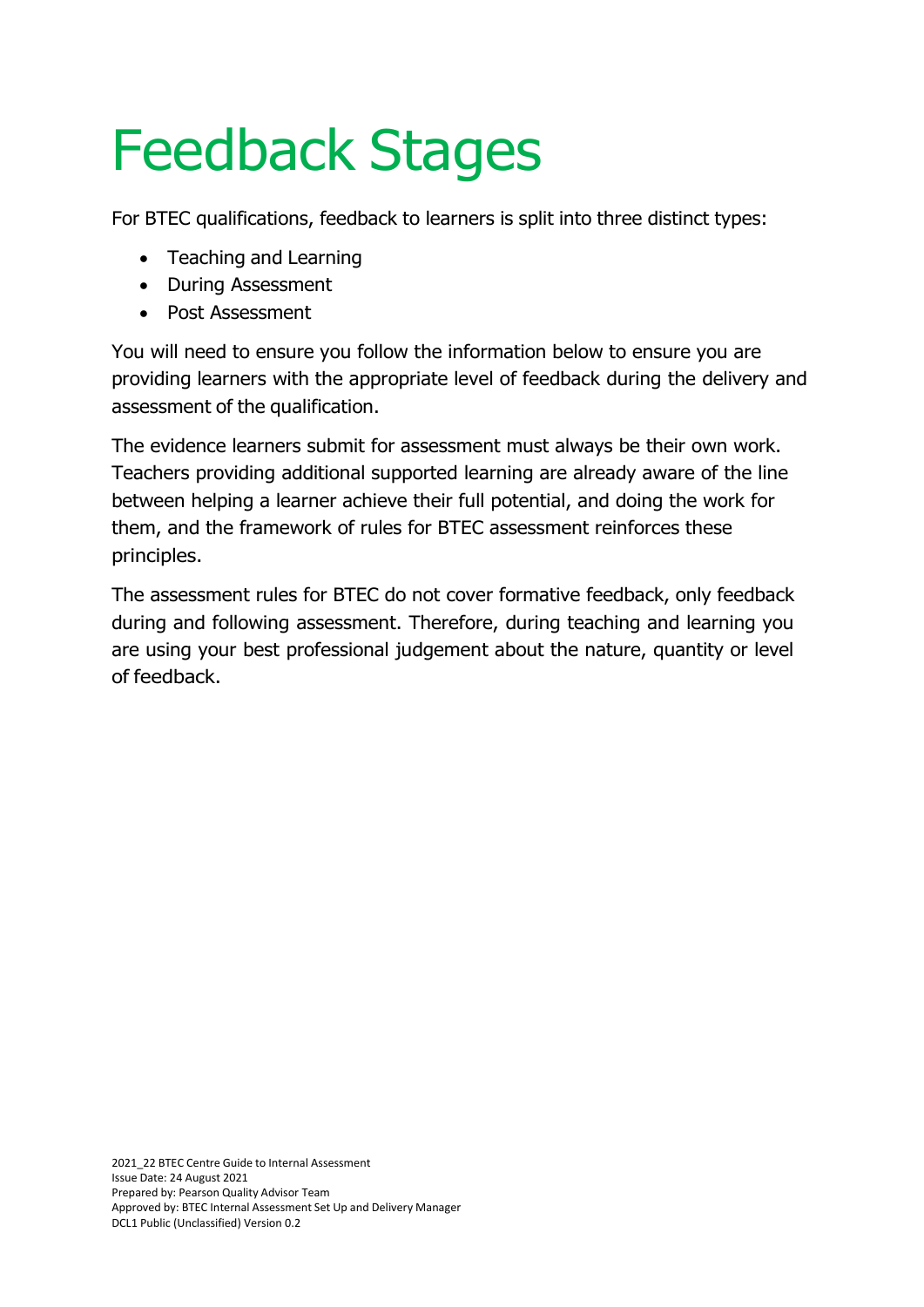# Feedback Stages

For BTEC qualifications, feedback to learners is split into three distinct types:

- Teaching and Learning
- During Assessment
- Post Assessment

You will need to ensure you follow the information below to ensure you are providing learners with the appropriate level of feedback during the delivery and assessment of the qualification.

The evidence learners submit for assessment must always be their own work. Teachers providing additional supported learning are already aware of the line between helping a learner achieve their full potential, and doing the work for them, and the framework of rules for BTEC assessment reinforces these principles.

The assessment rules for BTEC do not cover formative feedback, only feedback during and following assessment. Therefore, during teaching and learning you are using your best professional judgement about the nature, quantity or level of feedback.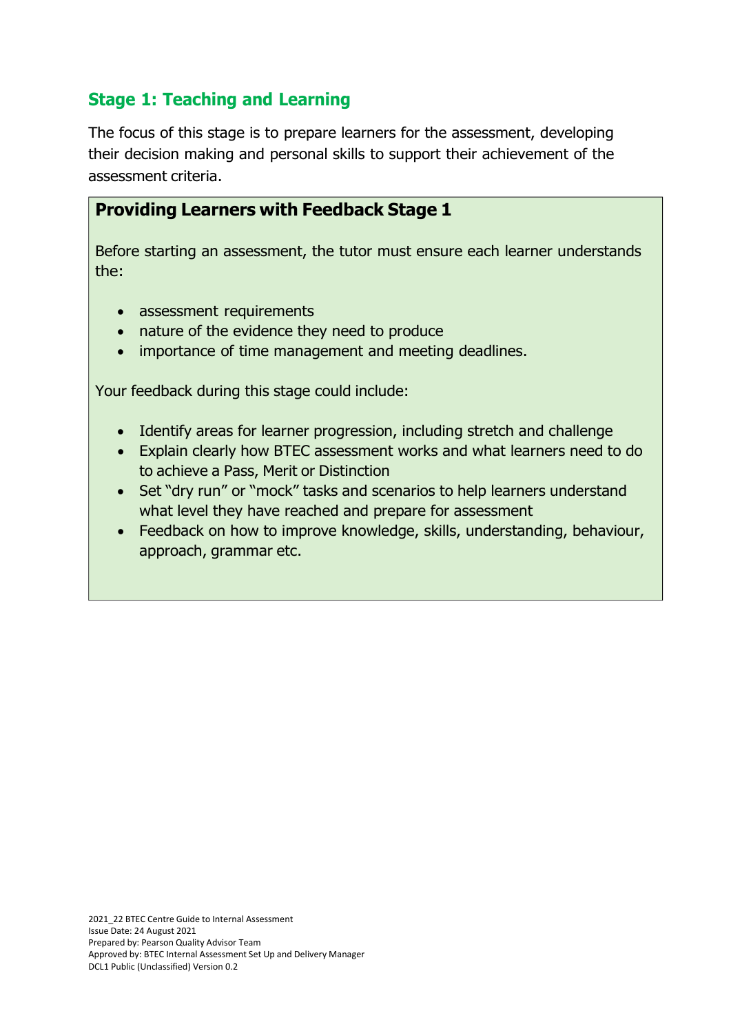## Stage 1: Teaching and Learning

The focus of this stage is to prepare learners for the assessment, developing their decision making and personal skills to support their achievement of the assessment criteria.

### Providing Learners with Feedback Stage 1

Before starting an assessment, the tutor must ensure each learner understands the:

- assessment requirements
- nature of the evidence they need to produce
- importance of time management and meeting deadlines.

Your feedback during this stage could include:

- Identify areas for learner progression, including stretch and challenge
- Explain clearly how BTEC assessment works and what learners need to do to achieve a Pass, Merit or Distinction
- Set "dry run" or "mock" tasks and scenarios to help learners understand what level they have reached and prepare for assessment
- Feedback on how to improve knowledge, skills, understanding, behaviour, approach, grammar etc.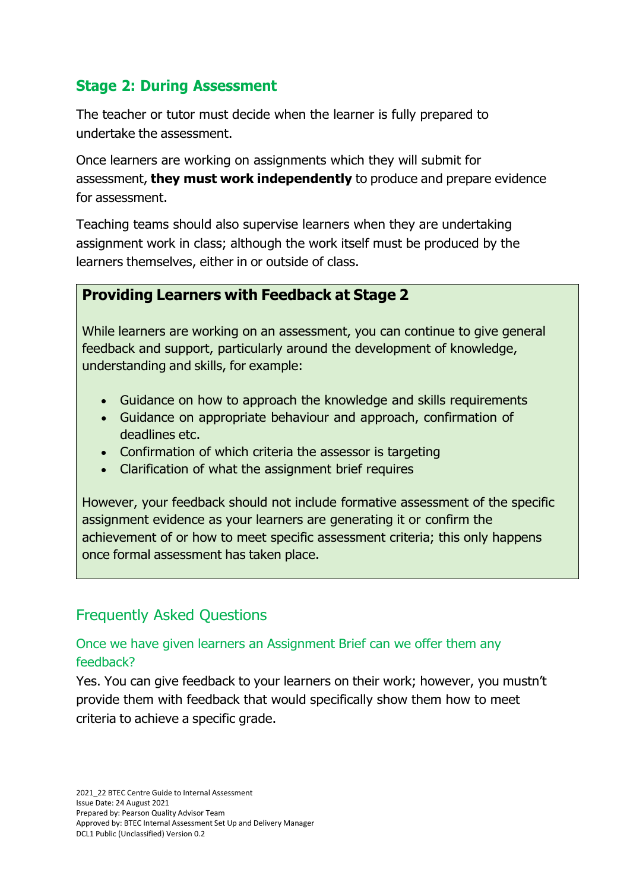## Stage 2: During Assessment

The teacher or tutor must decide when the learner is fully prepared to undertake the assessment.

Once learners are working on assignments which they will submit for assessment, **they must work independently** to produce and prepare evidence for assessment.

Teaching teams should also supervise learners when they are undertaking assignment work in class; although the work itself must be produced by the learners themselves, either in or outside of class.

### Providing Learners with Feedback at Stage 2

While learners are working on an assessment, you can continue to give general feedback and support, particularly around the development of knowledge, understanding and skills, for example:

- Guidance on how to approach the knowledge and skills requirements
- Guidance on appropriate behaviour and approach, confirmation of deadlines etc.
- Confirmation of which criteria the assessor is targeting
- Clarification of what the assignment brief requires

However, your feedback should not include formative assessment of the specific assignment evidence as your learners are generating it or confirm the achievement of or how to meet specific assessment criteria; this only happens once formal assessment has taken place.

## Frequently Asked Questions

### Once we have given learners an Assignment Brief can we offer them any feedback?

Yes. You can give feedback to your learners on their work; however, you mustn't provide them with feedback that would specifically show them how to meet criteria to achieve a specific grade.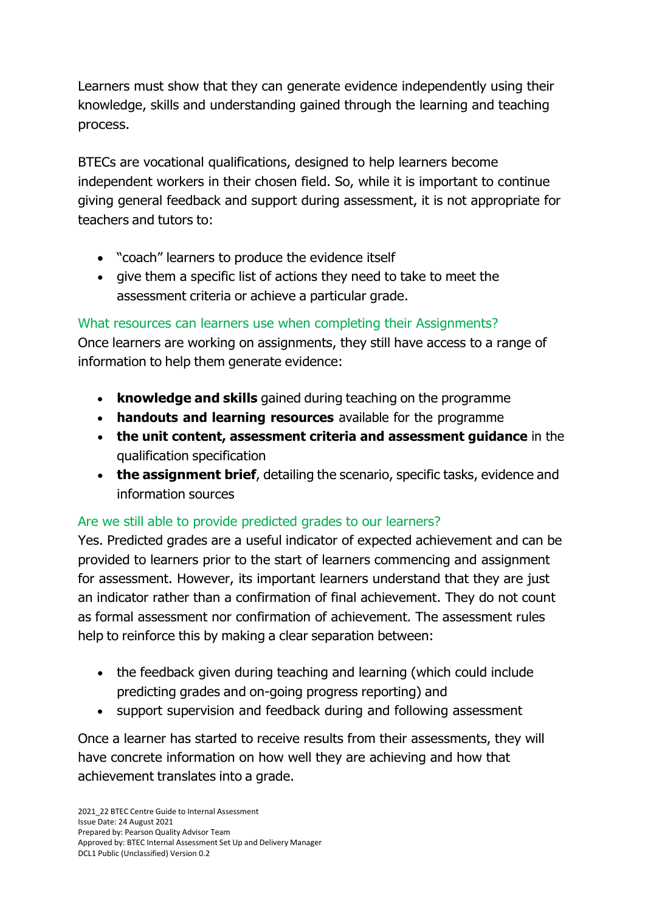Learners must show that they can generate evidence independently using their knowledge, skills and understanding gained through the learning and teaching process.

BTECs are vocational qualifications, designed to help learners become independent workers in their chosen field. So, while it is important to continue giving general feedback and support during assessment, it is not appropriate for teachers and tutors to:

- "coach" learners to produce the evidence itself
- give them a specific list of actions they need to take to meet the assessment criteria or achieve a particular grade.

### What resources can learners use when completing their Assignments?

Once learners are working on assignments, they still have access to a range of information to help them generate evidence:

- **knowledge and skills** gained during teaching on the programme
- **handouts and learning resources** available for the programme
- **the unit content, assessment criteria and assessment guidance** in the qualification specification
- **the assignment brief**, detailing the scenario, specific tasks, evidence and information sources

### Are we still able to provide predicted grades to our learners?

Yes. Predicted grades are a useful indicator of expected achievement and can be provided to learners prior to the start of learners commencing and assignment for assessment. However, its important learners understand that they are just an indicator rather than a confirmation of final achievement. They do not count as formal assessment nor confirmation of achievement. The assessment rules help to reinforce this by making a clear separation between:

- the feedback given during teaching and learning (which could include predicting grades and on-going progress reporting) and
- support supervision and feedback during and following assessment

Once a learner has started to receive results from their assessments, they will have concrete information on how well they are achieving and how that achievement translates into a grade.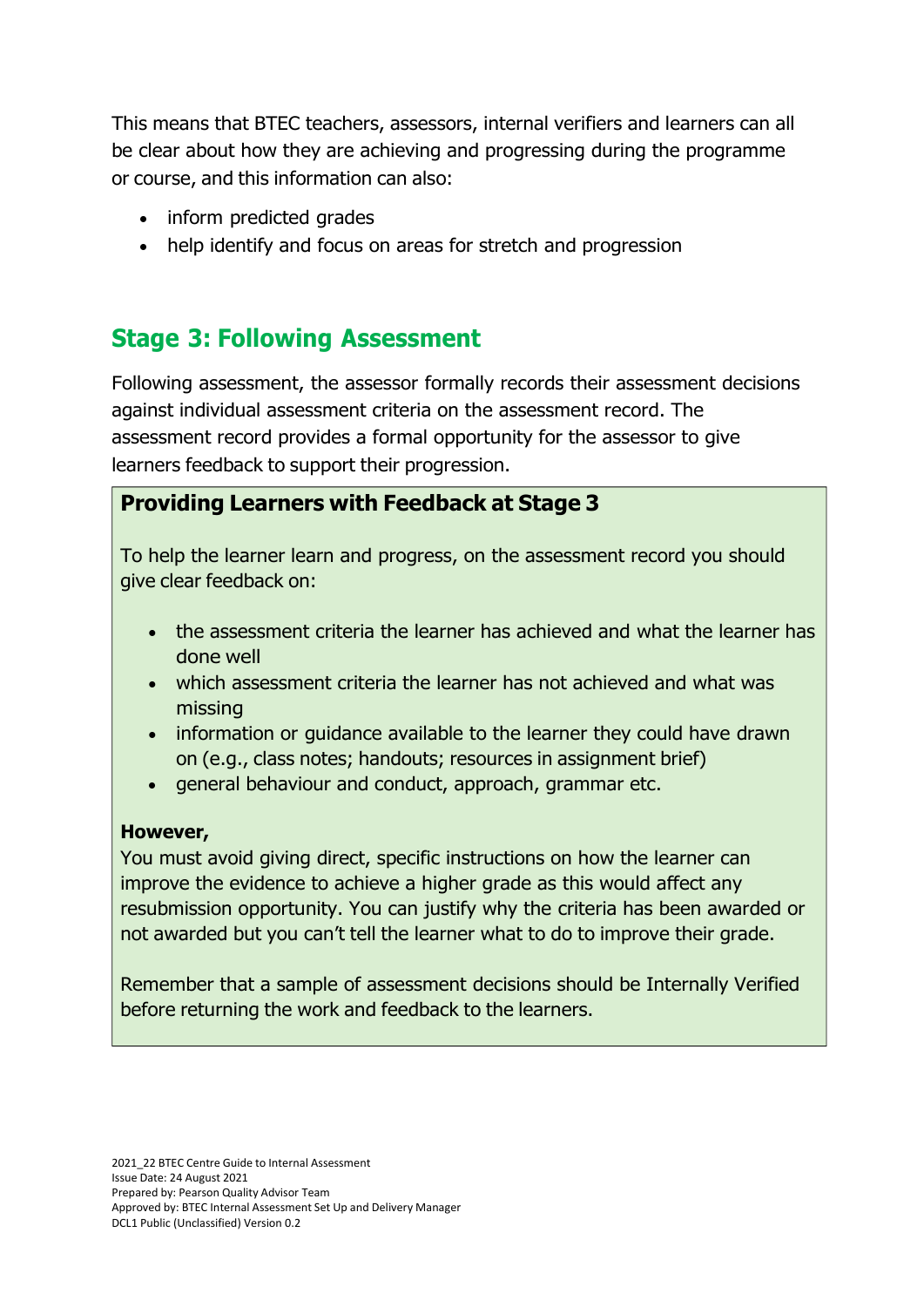This means that BTEC teachers, assessors, internal verifiers and learners can all be clear about how they are achieving and progressing during the programme or course, and this information can also:

- inform predicted grades
- help identify and focus on areas for stretch and progression

## Stage 3: Following Assessment

Following assessment, the assessor formally records their assessment decisions against individual assessment criteria on the assessment record. The assessment record provides a formal opportunity for the assessor to give learners feedback to support their progression.

### Providing Learners with Feedback at Stage 3

To help the learner learn and progress, on the assessment record you should give clear feedback on:

- the assessment criteria the learner has achieved and what the learner has done well
- which assessment criteria the learner has not achieved and what was missing
- information or guidance available to the learner they could have drawn on (e.g., class notes; handouts; resources in assignment brief)
- general behaviour and conduct, approach, grammar etc.

**However,**
You must avoid giving direct, specific instructions on how the learner can improve the evidence to achieve a higher grade as this would affect any resubmission opportunity. You can justify why the criteria has been awarded or not awarded but you can't tell the learner what to do to improve their grade.

Remember that a sample of assessment decisions should be Internally Verified before returning the work and feedback to the learners.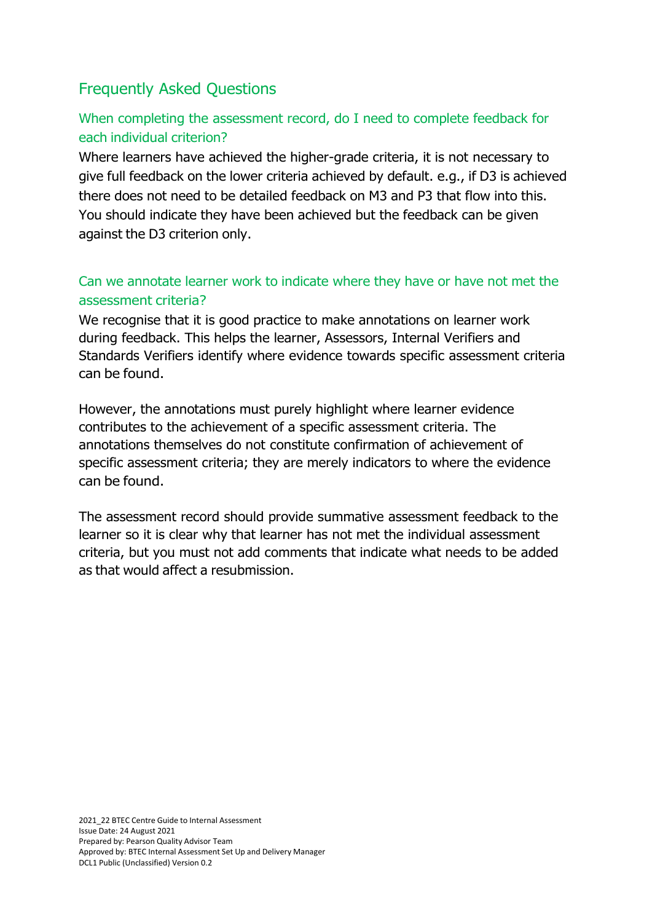## Frequently Asked Questions

### When completing the assessment record, do I need to complete feedback for each individual criterion?

Where learners have achieved the higher-grade criteria, it is not necessary to give full feedback on the lower criteria achieved by default. e.g., if D3 is achieved there does not need to be detailed feedback on M3 and P3 that flow into this. You should indicate they have been achieved but the feedback can be given against the D3 criterion only.

### Can we annotate learner work to indicate where they have or have not met the assessment criteria?

We recognise that it is good practice to make annotations on learner work during feedback. This helps the learner, Assessors, Internal Verifiers and Standards Verifiers identify where evidence towards specific assessment criteria can be found.

However, the annotations must purely highlight where learner evidence contributes to the achievement of a specific assessment criteria. The annotations themselves do not constitute confirmation of achievement of specific assessment criteria; they are merely indicators to where the evidence can be found.

The assessment record should provide summative assessment feedback to the learner so it is clear why that learner has not met the individual assessment criteria, but you must not add comments that indicate what needs to be added as that would affect a resubmission.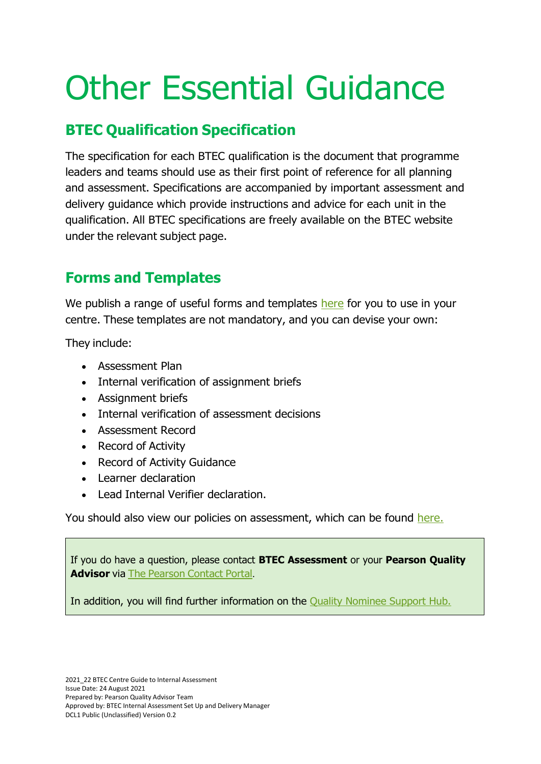# Other Essential Guidance

## BTEC Qualification Specification

The specification for each BTEC qualification is the document that programme leaders and teams should use as their first point of reference for all planning and assessment. Specifications are accompanied by important assessment and delivery guidance which provide instructions and advice for each unit in the qualification. All BTEC specifications are freely available on the BTEC website under the relevant subject page.

## Forms and Templates

We publish a range of useful forms and templates here for you to use in your centre. These templates are not mandatory, and you can devise your own:

They include:

- Assessment Plan
- Internal verification of assignment briefs
- Assignment briefs
- Internal verification of assessment decisions
- Assessment Record
- Record of Activity
- Record of Activity Guidance
- Learner declaration
- Lead Internal Verifier declaration.

You should also view our policies on assessment, which can be found here.

> If you do have a question, please contact **BTEC Assessment** or your **Pearson Quality Advisor** via The Pearson Contact Portal.
>
> In addition, you will find further information on the Quality Nominee Support Hub.

2021_22 BTEC Centre Guide to Internal Assessment
Issue Date: 24 August 2021
Prepared by: Pearson Quality Advisor Team
Approved by: BTEC Internal Assessment Set Up and Delivery Manager
DCL1 Public (Unclassified) Version 0.2